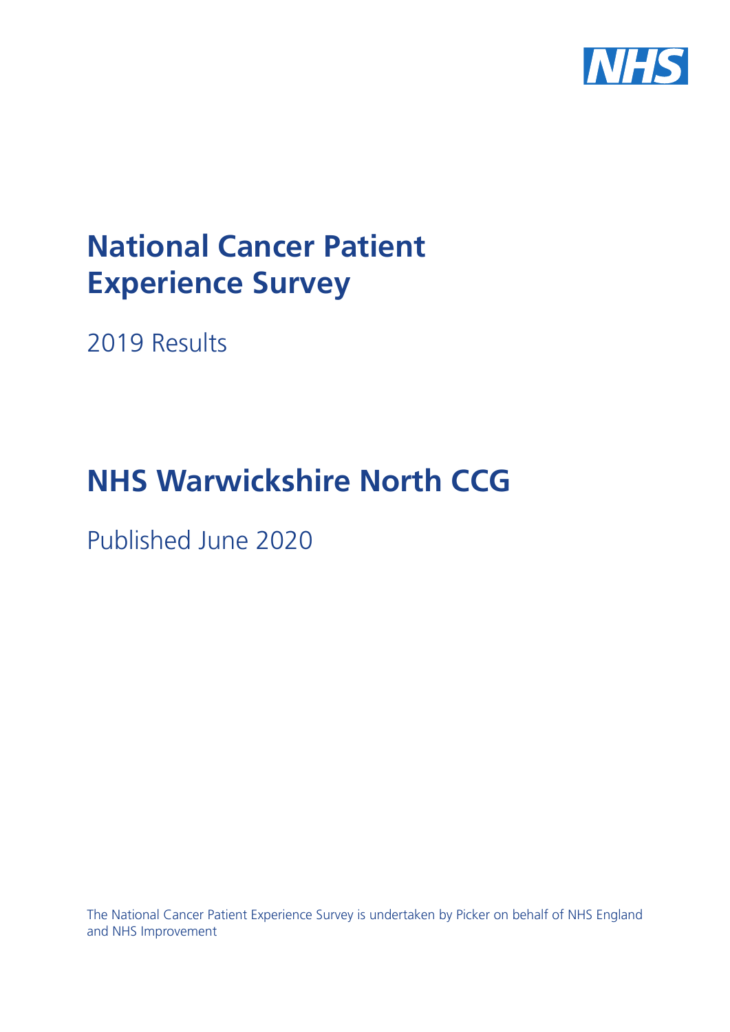# National Cancer Patient Experience Survey

2019 Results

# NHS Warwickshire North CCG

Published June 2020

The National Cancer Patient Experience Survey is undertaken by Picker on behalf of NHS England and NHS Improvement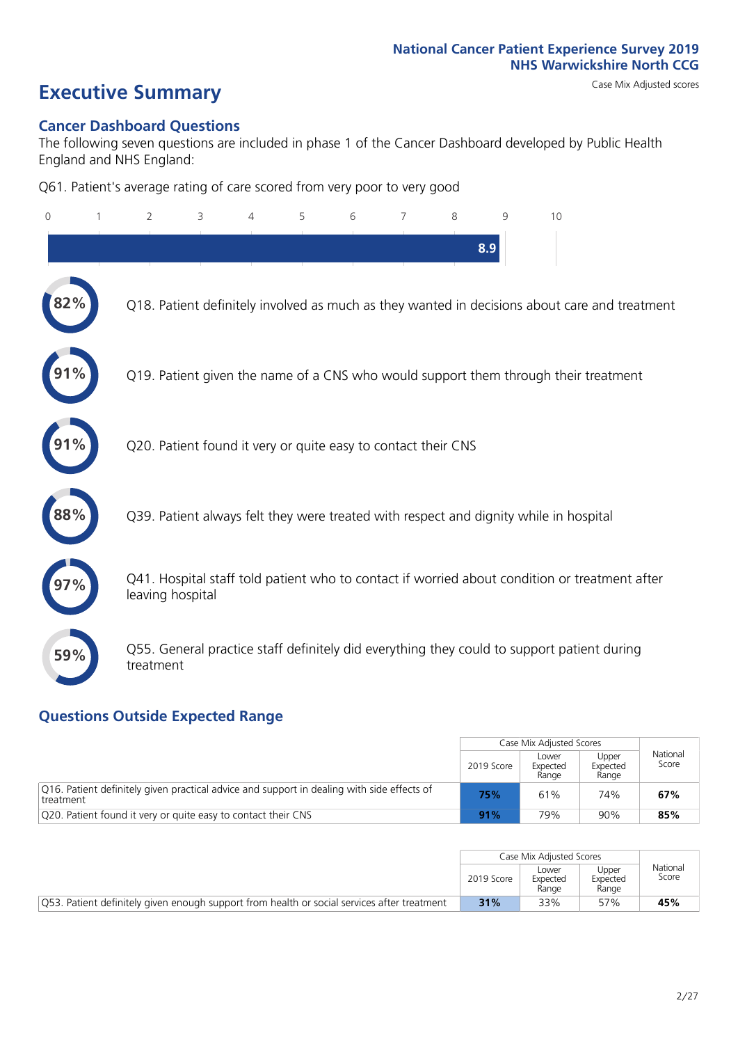National Cancer Patient Experience Survey 2019
NHS Warwickshire North CCG

# Executive Summary

Case Mix Adjusted scores

## Cancer Dashboard Questions

The following seven questions are included in phase 1 of the Cancer Dashboard developed by Public Health England and NHS England:

Q61. Patient's average rating of care scored from very poor to very good

8.9

82% Q18. Patient definitely involved as much as they wanted in decisions about care and treatment

91% Q19. Patient given the name of a CNS who would support them through their treatment

91% Q20. Patient found it very or quite easy to contact their CNS

88% Q39. Patient always felt they were treated with respect and dignity while in hospital

97% Q41. Hospital staff told patient who to contact if worried about condition or treatment after leaving hospital

59% Q55. General practice staff definitely did everything they could to support patient during treatment

## Questions Outside Expected Range

| | Case Mix Adjusted Scores | | | National Score |
|---|---|---|---|---|
| | 2019 Score | Lower Expected Range | Upper Expected Range | |
| Q16. Patient definitely given practical advice and support in dealing with side effects of treatment | **75%** | 61% | 74% | **67%** |
| Q20. Patient found it very or quite easy to contact their CNS | **91%** | 79% | 90% | **85%** |

| | Case Mix Adjusted Scores | | | National Score |
|---|---|---|---|---|
| | 2019 Score | Lower Expected Range | Upper Expected Range | |
| Q53. Patient definitely given enough support from health or social services after treatment | **31%** | 33% | 57% | **45%** |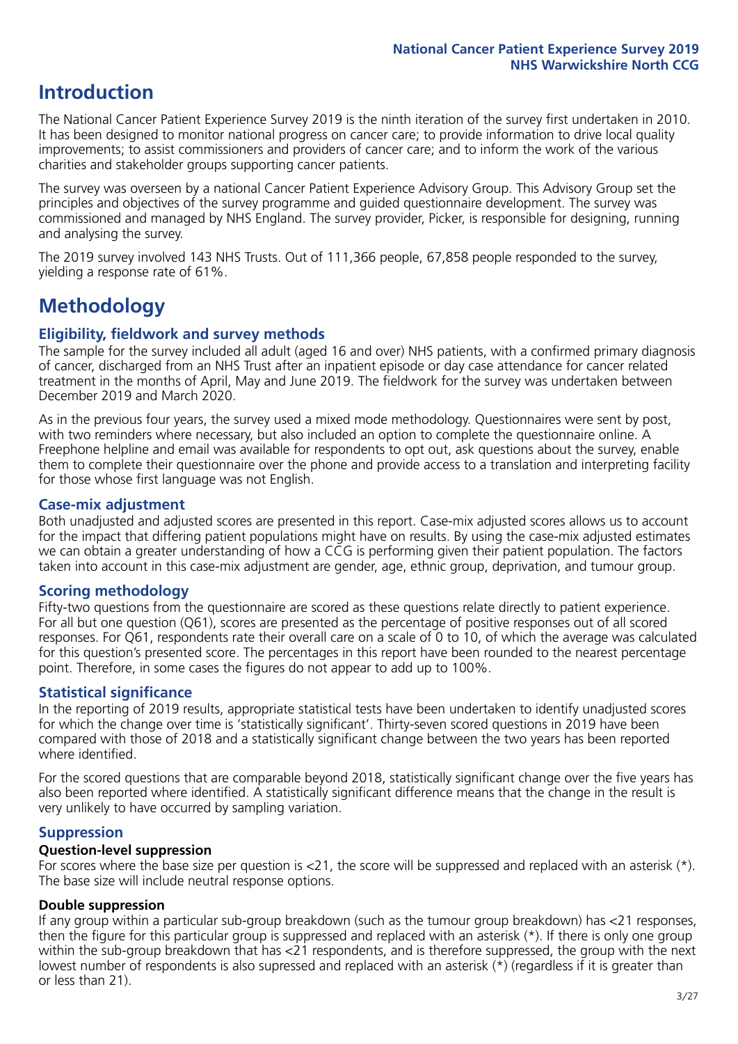# Introduction

The National Cancer Patient Experience Survey 2019 is the ninth iteration of the survey first undertaken in 2010. It has been designed to monitor national progress on cancer care; to provide information to drive local quality improvements; to assist commissioners and providers of cancer care; and to inform the work of the various charities and stakeholder groups supporting cancer patients.

The survey was overseen by a national Cancer Patient Experience Advisory Group. This Advisory Group set the principles and objectives of the survey programme and guided questionnaire development. The survey was commissioned and managed by NHS England. The survey provider, Picker, is responsible for designing, running and analysing the survey.

The 2019 survey involved 143 NHS Trusts. Out of 111,366 people, 67,858 people responded to the survey, yielding a response rate of 61%.

# Methodology

## Eligibility, fieldwork and survey methods

The sample for the survey included all adult (aged 16 and over) NHS patients, with a confirmed primary diagnosis of cancer, discharged from an NHS Trust after an inpatient episode or day case attendance for cancer related treatment in the months of April, May and June 2019. The fieldwork for the survey was undertaken between December 2019 and March 2020.

As in the previous four years, the survey used a mixed mode methodology. Questionnaires were sent by post, with two reminders where necessary, but also included an option to complete the questionnaire online. A Freephone helpline and email was available for respondents to opt out, ask questions about the survey, enable them to complete their questionnaire over the phone and provide access to a translation and interpreting facility for those whose first language was not English.

## Case-mix adjustment

Both unadjusted and adjusted scores are presented in this report. Case-mix adjusted scores allows us to account for the impact that differing patient populations might have on results. By using the case-mix adjusted estimates we can obtain a greater understanding of how a CCG is performing given their patient population. The factors taken into account in this case-mix adjustment are gender, age, ethnic group, deprivation, and tumour group.

## Scoring methodology

Fifty-two questions from the questionnaire are scored as these questions relate directly to patient experience. For all but one question (Q61), scores are presented as the percentage of positive responses out of all scored responses. For Q61, respondents rate their overall care on a scale of 0 to 10, of which the average was calculated for this question's presented score. The percentages in this report have been rounded to the nearest percentage point. Therefore, in some cases the figures do not appear to add up to 100%.

## Statistical significance

In the reporting of 2019 results, appropriate statistical tests have been undertaken to identify unadjusted scores for which the change over time is 'statistically significant'. Thirty-seven scored questions in 2019 have been compared with those of 2018 and a statistically significant change between the two years has been reported where identified.

For the scored questions that are comparable beyond 2018, statistically significant change over the five years has also been reported where identified. A statistically significant difference means that the change in the result is very unlikely to have occurred by sampling variation.

## Suppression

### Question-level suppression

For scores where the base size per question is <21, the score will be suppressed and replaced with an asterisk (*). The base size will include neutral response options.

### Double suppression

If any group within a particular sub-group breakdown (such as the tumour group breakdown) has <21 responses, then the figure for this particular group is suppressed and replaced with an asterisk (*). If there is only one group within the sub-group breakdown that has <21 respondents, and is therefore suppressed, the group with the next lowest number of respondents is also supressed and replaced with an asterisk (*) (regardless if it is greater than or less than 21).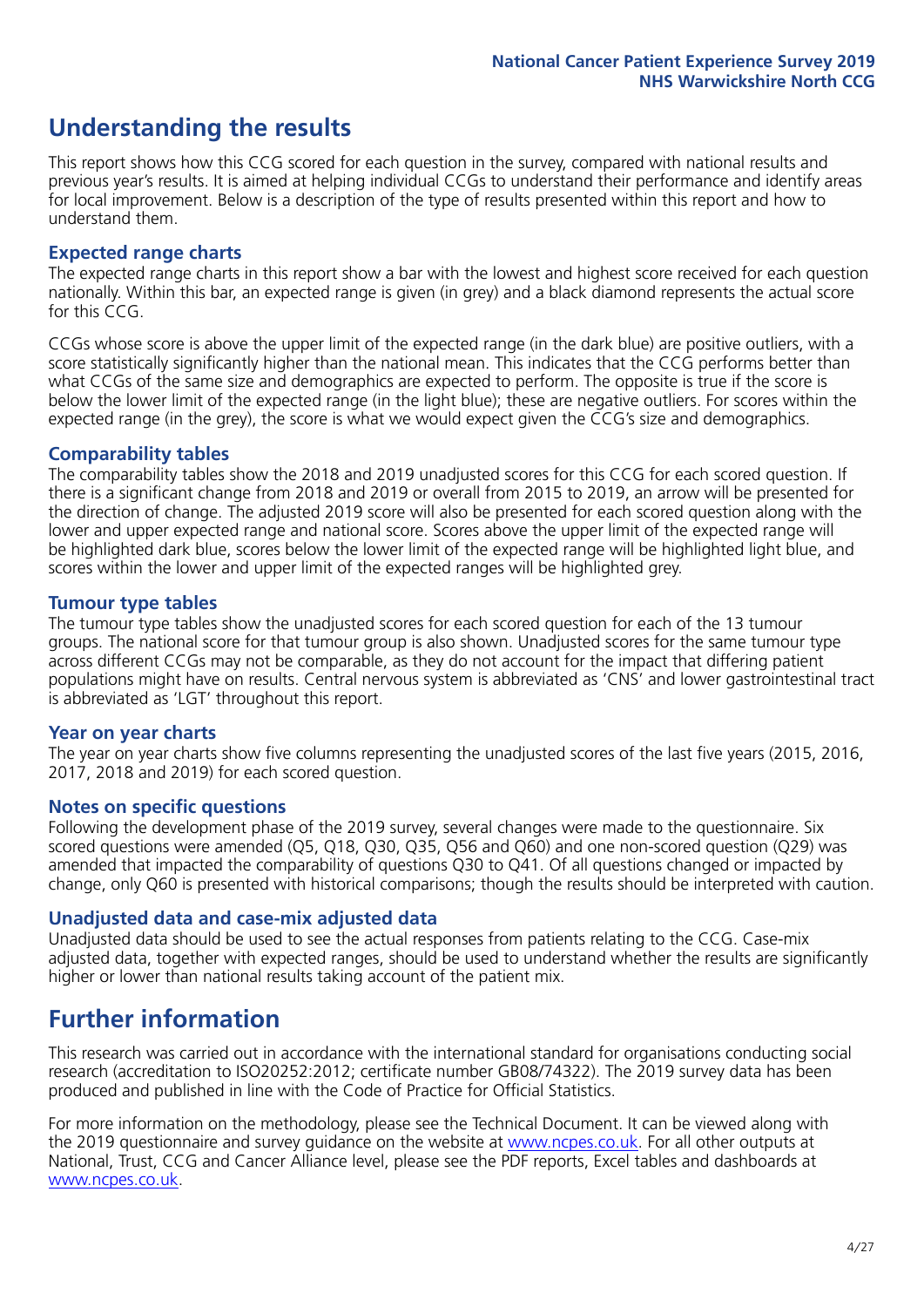## Understanding the results

This report shows how this CCG scored for each question in the survey, compared with national results and previous year's results. It is aimed at helping individual CCGs to understand their performance and identify areas for local improvement. Below is a description of the type of results presented within this report and how to understand them.

### Expected range charts

The expected range charts in this report show a bar with the lowest and highest score received for each question nationally. Within this bar, an expected range is given (in grey) and a black diamond represents the actual score for this CCG.

CCGs whose score is above the upper limit of the expected range (in the dark blue) are positive outliers, with a score statistically significantly higher than the national mean. This indicates that the CCG performs better than what CCGs of the same size and demographics are expected to perform. The opposite is true if the score is below the lower limit of the expected range (in the light blue); these are negative outliers. For scores within the expected range (in the grey), the score is what we would expect given the CCG's size and demographics.

### Comparability tables

The comparability tables show the 2018 and 2019 unadjusted scores for this CCG for each scored question. If there is a significant change from 2018 and 2019 or overall from 2015 to 2019, an arrow will be presented for the direction of change. The adjusted 2019 score will also be presented for each scored question along with the lower and upper expected range and national score. Scores above the upper limit of the expected range will be highlighted dark blue, scores below the lower limit of the expected range will be highlighted light blue, and scores within the lower and upper limit of the expected ranges will be highlighted grey.

### Tumour type tables

The tumour type tables show the unadjusted scores for each scored question for each of the 13 tumour groups. The national score for that tumour group is also shown. Unadjusted scores for the same tumour type across different CCGs may not be comparable, as they do not account for the impact that differing patient populations might have on results. Central nervous system is abbreviated as 'CNS' and lower gastrointestinal tract is abbreviated as 'LGT' throughout this report.

### Year on year charts

The year on year charts show five columns representing the unadjusted scores of the last five years (2015, 2016, 2017, 2018 and 2019) for each scored question.

### Notes on specific questions

Following the development phase of the 2019 survey, several changes were made to the questionnaire. Six scored questions were amended (Q5, Q18, Q30, Q35, Q56 and Q60) and one non-scored question (Q29) was amended that impacted the comparability of questions Q30 to Q41. Of all questions changed or impacted by change, only Q60 is presented with historical comparisons; though the results should be interpreted with caution.

### Unadjusted data and case-mix adjusted data

Unadjusted data should be used to see the actual responses from patients relating to the CCG. Case-mix adjusted data, together with expected ranges, should be used to understand whether the results are significantly higher or lower than national results taking account of the patient mix.

## Further information

This research was carried out in accordance with the international standard for organisations conducting social research (accreditation to ISO20252:2012; certificate number GB08/74322). The 2019 survey data has been produced and published in line with the Code of Practice for Official Statistics.

For more information on the methodology, please see the Technical Document. It can be viewed along with the 2019 questionnaire and survey guidance on the website at www.ncpes.co.uk. For all other outputs at National, Trust, CCG and Cancer Alliance level, please see the PDF reports, Excel tables and dashboards at www.ncpes.co.uk.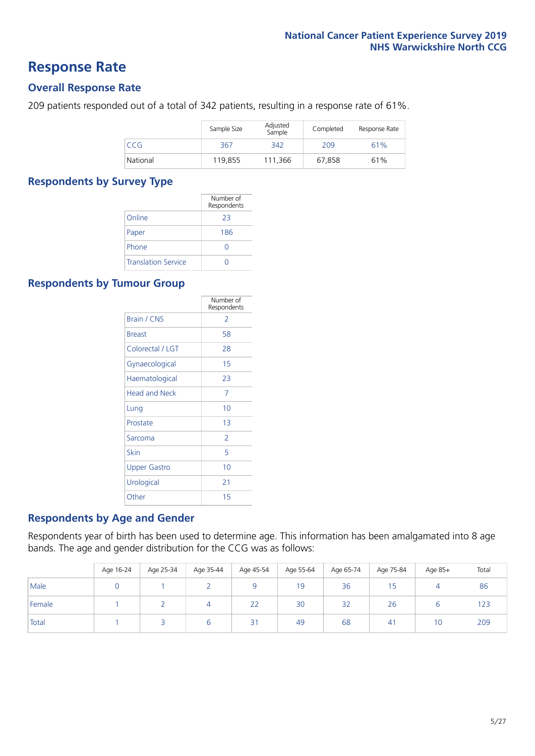## Response Rate

### Overall Response Rate

209 patients responded out of a total of 342 patients, resulting in a response rate of 61%.

| | Sample Size | Adjusted Sample | Completed | Response Rate |
|---|---|---|---|---|
| CCG | 367 | 342 | 209 | 61% |
| National | 119,855 | 111,366 | 67,858 | 61% |

### Respondents by Survey Type

| | Number of Respondents |
|---|---|
| Online | 23 |
| Paper | 186 |
| Phone | 0 |
| Translation Service | 0 |

### Respondents by Tumour Group

| | Number of Respondents |
|---|---|
| Brain / CNS | 2 |
| Breast | 58 |
| Colorectal / LGT | 28 |
| Gynaecological | 15 |
| Haematological | 23 |
| Head and Neck | 7 |
| Lung | 10 |
| Prostate | 13 |
| Sarcoma | 2 |
| Skin | 5 |
| Upper Gastro | 10 |
| Urological | 21 |
| Other | 15 |

### Respondents by Age and Gender

Respondents year of birth has been used to determine age. This information has been amalgamated into 8 age bands. The age and gender distribution for the CCG was as follows:

| | Age 16-24 | Age 25-34 | Age 35-44 | Age 45-54 | Age 55-64 | Age 65-74 | Age 75-84 | Age 85+ | Total |
|---|---|---|---|---|---|---|---|---|---|
| Male | 0 | 1 | 2 | 9 | 19 | 36 | 15 | 4 | 86 |
| Female | 1 | 2 | 4 | 22 | 30 | 32 | 26 | 6 | 123 |
| Total | 1 | 3 | 6 | 31 | 49 | 68 | 41 | 10 | 209 |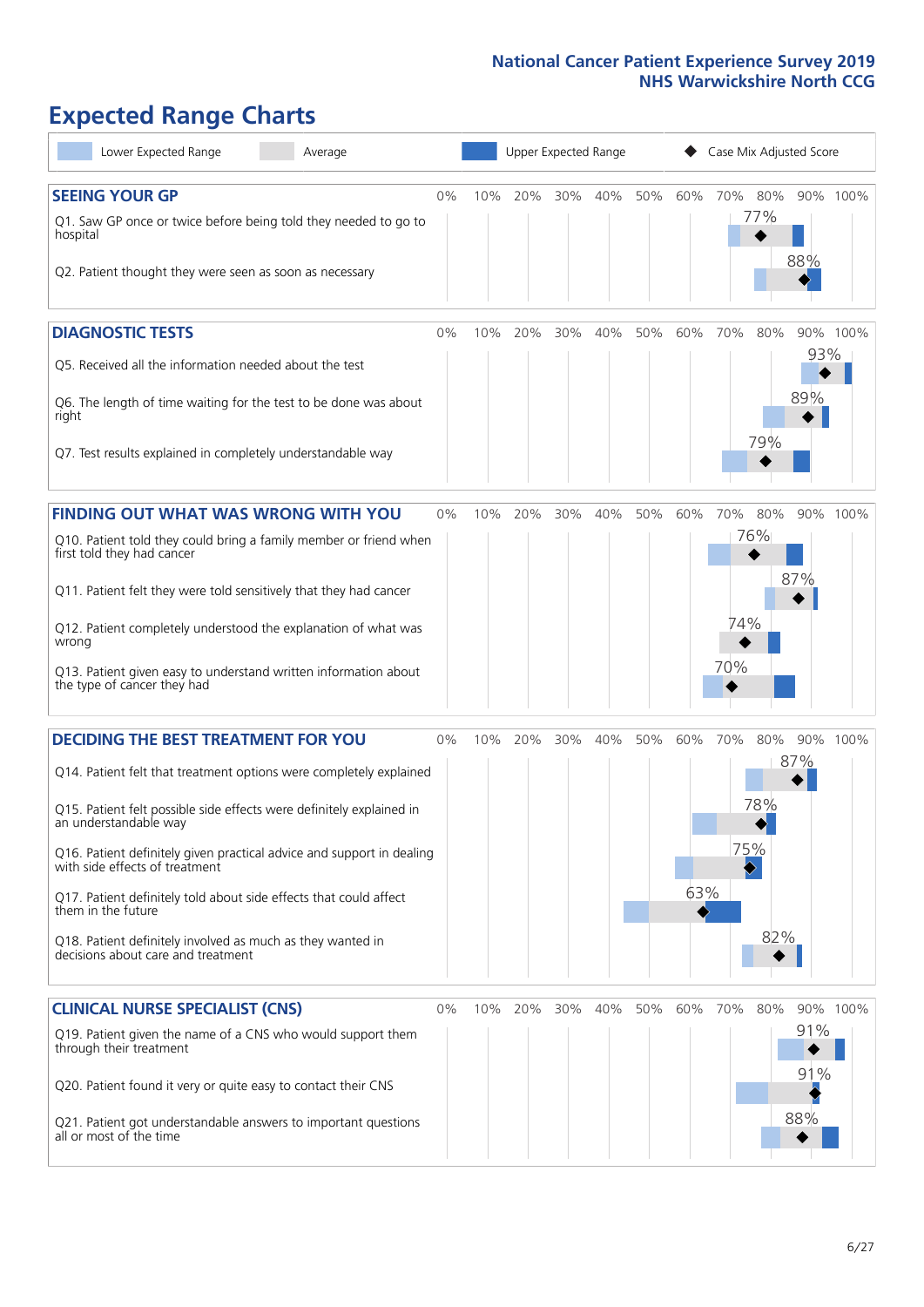# Expected Range Charts

Lower Expected Range | Average | Upper Expected Range | Case Mix Adjusted Score

## SEEING YOUR GP

| Question | Case Mix Adjusted Score |
|---|---|
| Q1. Saw GP once or twice before being told they needed to go to hospital | 77% |
| Q2. Patient thought they were seen as soon as necessary | 88% |

## DIAGNOSTIC TESTS

| Question | Case Mix Adjusted Score |
|---|---|
| Q5. Received all the information needed about the test | 93% |
| Q6. The length of time waiting for the test to be done was about right | 89% |
| Q7. Test results explained in completely understandable way | 79% |

## FINDING OUT WHAT WAS WRONG WITH YOU

| Question | Case Mix Adjusted Score |
|---|---|
| Q10. Patient told they could bring a family member or friend when first told they had cancer | 76% |
| Q11. Patient felt they were told sensitively that they had cancer | 87% |
| Q12. Patient completely understood the explanation of what was wrong | 74% |
| Q13. Patient given easy to understand written information about the type of cancer they had | 70% |

## DECIDING THE BEST TREATMENT FOR YOU

| Question | Case Mix Adjusted Score |
|---|---|
| Q14. Patient felt that treatment options were completely explained | 87% |
| Q15. Patient felt possible side effects were definitely explained in an understandable way | 78% |
| Q16. Patient definitely given practical advice and support in dealing with side effects of treatment | 75% |
| Q17. Patient definitely told about side effects that could affect them in the future | 63% |
| Q18. Patient definitely involved as much as they wanted in decisions about care and treatment | 82% |

## CLINICAL NURSE SPECIALIST (CNS)

| Question | Case Mix Adjusted Score |
|---|---|
| Q19. Patient given the name of a CNS who would support them through their treatment | 91% |
| Q20. Patient found it very or quite easy to contact their CNS | 91% |
| Q21. Patient got understandable answers to important questions all or most of the time | 88% |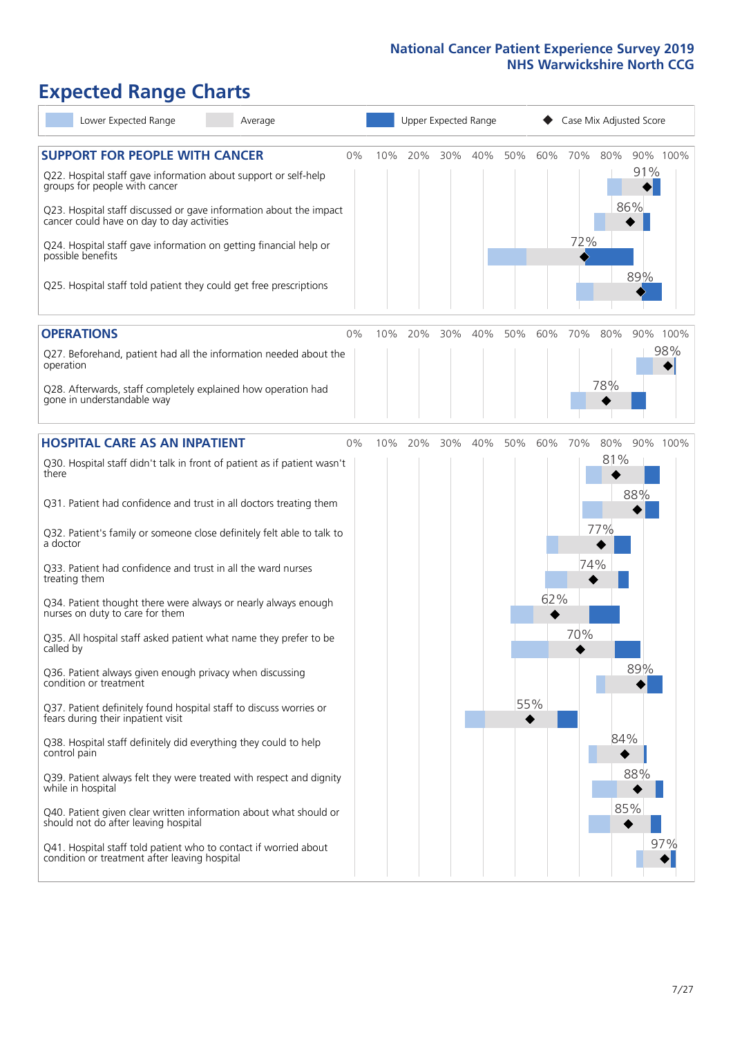# Expected Range Charts

Legend: Lower Expected Range | Average | Upper Expected Range | ◆ Case Mix Adjusted Score

## SUPPORT FOR PEOPLE WITH CANCER

| Question | Case Mix Adjusted Score |
|---|---|
| Q22. Hospital staff gave information about support or self-help groups for people with cancer | 91% |
| Q23. Hospital staff discussed or gave information about the impact cancer could have on day to day activities | 86% |
| Q24. Hospital staff gave information on getting financial help or possible benefits | 72% |
| Q25. Hospital staff told patient they could get free prescriptions | 89% |

## OPERATIONS

| Question | Case Mix Adjusted Score |
|---|---|
| Q27. Beforehand, patient had all the information needed about the operation | 98% |
| Q28. Afterwards, staff completely explained how operation had gone in understandable way | 78% |

## HOSPITAL CARE AS AN INPATIENT

| Question | Case Mix Adjusted Score |
|---|---|
| Q30. Hospital staff didn't talk in front of patient as if patient wasn't there | 81% |
| Q31. Patient had confidence and trust in all doctors treating them | 88% |
| Q32. Patient's family or someone close definitely felt able to talk to a doctor | 77% |
| Q33. Patient had confidence and trust in all the ward nurses treating them | 74% |
| Q34. Patient thought there were always or nearly always enough nurses on duty to care for them | 62% |
| Q35. All hospital staff asked patient what name they prefer to be called by | 70% |
| Q36. Patient always given enough privacy when discussing condition or treatment | 89% |
| Q37. Patient definitely found hospital staff to discuss worries or fears during their inpatient visit | 55% |
| Q38. Hospital staff definitely did everything they could to help control pain | 84% |
| Q39. Patient always felt they were treated with respect and dignity while in hospital | 88% |
| Q40. Patient given clear written information about what should or should not do after leaving hospital | 85% |
| Q41. Hospital staff told patient who to contact if worried about condition or treatment after leaving hospital | 97% |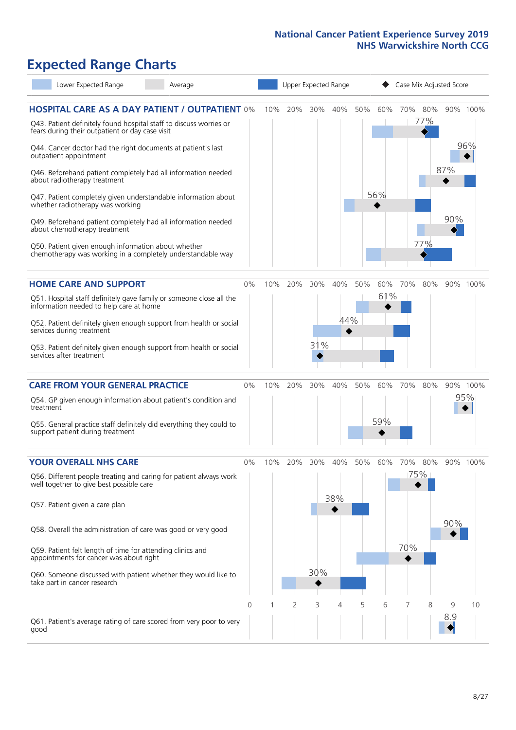# Expected Range Charts

Legend: Lower Expected Range | Average | Upper Expected Range | Case Mix Adjusted Score

## HOSPITAL CARE AS A DAY PATIENT / OUTPATIENT

| Question | Case Mix Adjusted Score |
|---|---|
| Q43. Patient definitely found hospital staff to discuss worries or fears during their outpatient or day case visit | 77% |
| Q44. Cancer doctor had the right documents at patient's last outpatient appointment | 96% |
| Q46. Beforehand patient completely had all information needed about radiotherapy treatment | 87% |
| Q47. Patient completely given understandable information about whether radiotherapy treatment was working | 56% |
| Q49. Beforehand patient completely had all information needed about chemotherapy treatment | 90% |
| Q50. Patient given enough information about whether chemotherapy was working in a completely understandable way | 77% |

## HOME CARE AND SUPPORT

| Question | Case Mix Adjusted Score |
|---|---|
| Q51. Hospital staff definitely gave family or someone close all the information needed to help care at home | 61% |
| Q52. Patient definitely given enough support from health or social services during treatment | 44% |
| Q53. Patient definitely given enough support from health or social services after treatment | 31% |

## CARE FROM YOUR GENERAL PRACTICE

| Question | Case Mix Adjusted Score |
|---|---|
| Q54. GP given enough information about patient's condition and treatment | 95% |
| Q55. General practice staff definitely did everything they could to support patient during treatment | 59% |

## YOUR OVERALL NHS CARE

| Question | Case Mix Adjusted Score |
|---|---|
| Q56. Different people treating and caring for patient always work well together to give best possible care | 75% |
| Q57. Patient given a care plan | 38% |
| Q58. Overall the administration of care was good or very good | 90% |
| Q59. Patient felt length of time for attending clinics and appointments for cancer was about right | 70% |
| Q60. Someone discussed with patient whether they would like to take part in cancer research | 30% |
| Q61. Patient's average rating of care scored from very poor to very good | 8.9 |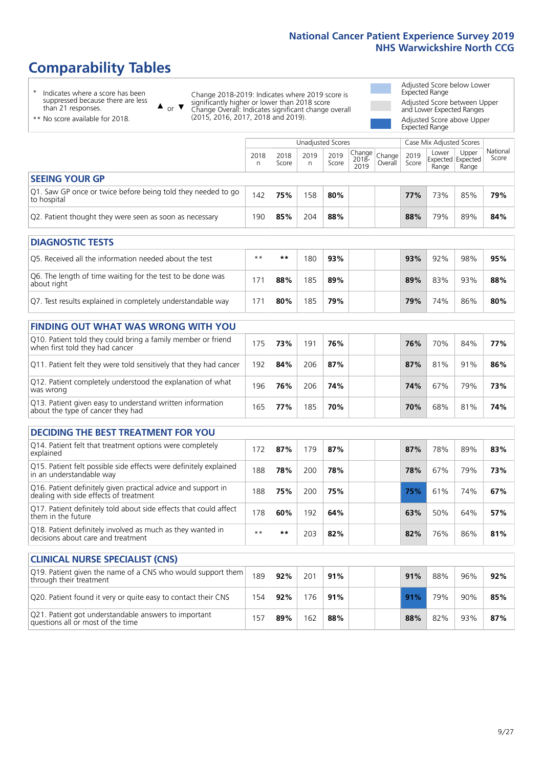# Comparability Tables

\* Indicates where a score has been suppressed because there are less than 21 responses.

\*\* No score available for 2018.

▲ or ▼ Change 2018-2019: Indicates where 2019 score is significantly higher or lower than 2018 score. Change Overall: Indicates significant change overall (2015, 2016, 2017, 2018 and 2019).

- Adjusted Score below Lower Expected Range
- Adjusted Score between Upper and Lower Expected Ranges
- Adjusted Score above Upper Expected Range

| | Unadjusted Scores | | | | | | Case Mix Adjusted Scores | | | National Score |
|---|---|---|---|---|---|---|---|---|---|---|
| | 2018 n | 2018 Score | 2019 n | 2019 Score | Change 2018-2019 | Change Overall | 2019 Score | Lower Expected Range | Upper Expected Range | National Score |
| **SEEING YOUR GP** | | | | | | | | | | |
| Q1. Saw GP once or twice before being told they needed to go to hospital | 142 | **75%** | 158 | **80%** | | | **77%** | 73% | 85% | **79%** |
| Q2. Patient thought they were seen as soon as necessary | 190 | **85%** | 204 | **88%** | | | **88%** | 79% | 89% | **84%** |
| **DIAGNOSTIC TESTS** | | | | | | | | | | |
| Q5. Received all the information needed about the test | ** | ** | 180 | **93%** | | | **93%** | 92% | 98% | **95%** |
| Q6. The length of time waiting for the test to be done was about right | 171 | **88%** | 185 | **89%** | | | **89%** | 83% | 93% | **88%** |
| Q7. Test results explained in completely understandable way | 171 | **80%** | 185 | **79%** | | | **79%** | 74% | 86% | **80%** |
| **FINDING OUT WHAT WAS WRONG WITH YOU** | | | | | | | | | | |
| Q10. Patient told they could bring a family member or friend when first told they had cancer | 175 | **73%** | 191 | **76%** | | | **76%** | 70% | 84% | **77%** |
| Q11. Patient felt they were told sensitively that they had cancer | 192 | **84%** | 206 | **87%** | | | **87%** | 81% | 91% | **86%** |
| Q12. Patient completely understood the explanation of what was wrong | 196 | **76%** | 206 | **74%** | | | **74%** | 67% | 79% | **73%** |
| Q13. Patient given easy to understand written information about the type of cancer they had | 165 | **77%** | 185 | **70%** | | | **70%** | 68% | 81% | **74%** |
| **DECIDING THE BEST TREATMENT FOR YOU** | | | | | | | | | | |
| Q14. Patient felt that treatment options were completely explained | 172 | **87%** | 179 | **87%** | | | **87%** | 78% | 89% | **83%** |
| Q15. Patient felt possible side effects were definitely explained in an understandable way | 188 | **78%** | 200 | **78%** | | | **78%** | 67% | 79% | **73%** |
| Q16. Patient definitely given practical advice and support in dealing with side effects of treatment | 188 | **75%** | 200 | **75%** | | | **75%** | 61% | 74% | **67%** |
| Q17. Patient definitely told about side effects that could affect them in the future | 178 | **60%** | 192 | **64%** | | | **63%** | 50% | 64% | **57%** |
| Q18. Patient definitely involved as much as they wanted in decisions about care and treatment | ** | ** | 203 | **82%** | | | **82%** | 76% | 86% | **81%** |
| **CLINICAL NURSE SPECIALIST (CNS)** | | | | | | | | | | |
| Q19. Patient given the name of a CNS who would support them through their treatment | 189 | **92%** | 201 | **91%** | | | **91%** | 88% | 96% | **92%** |
| Q20. Patient found it very or quite easy to contact their CNS | 154 | **92%** | 176 | **91%** | | | **91%** | 79% | 90% | **85%** |
| Q21. Patient got understandable answers to important questions all or most of the time | 157 | **89%** | 162 | **88%** | | | **88%** | 82% | 93% | **87%** |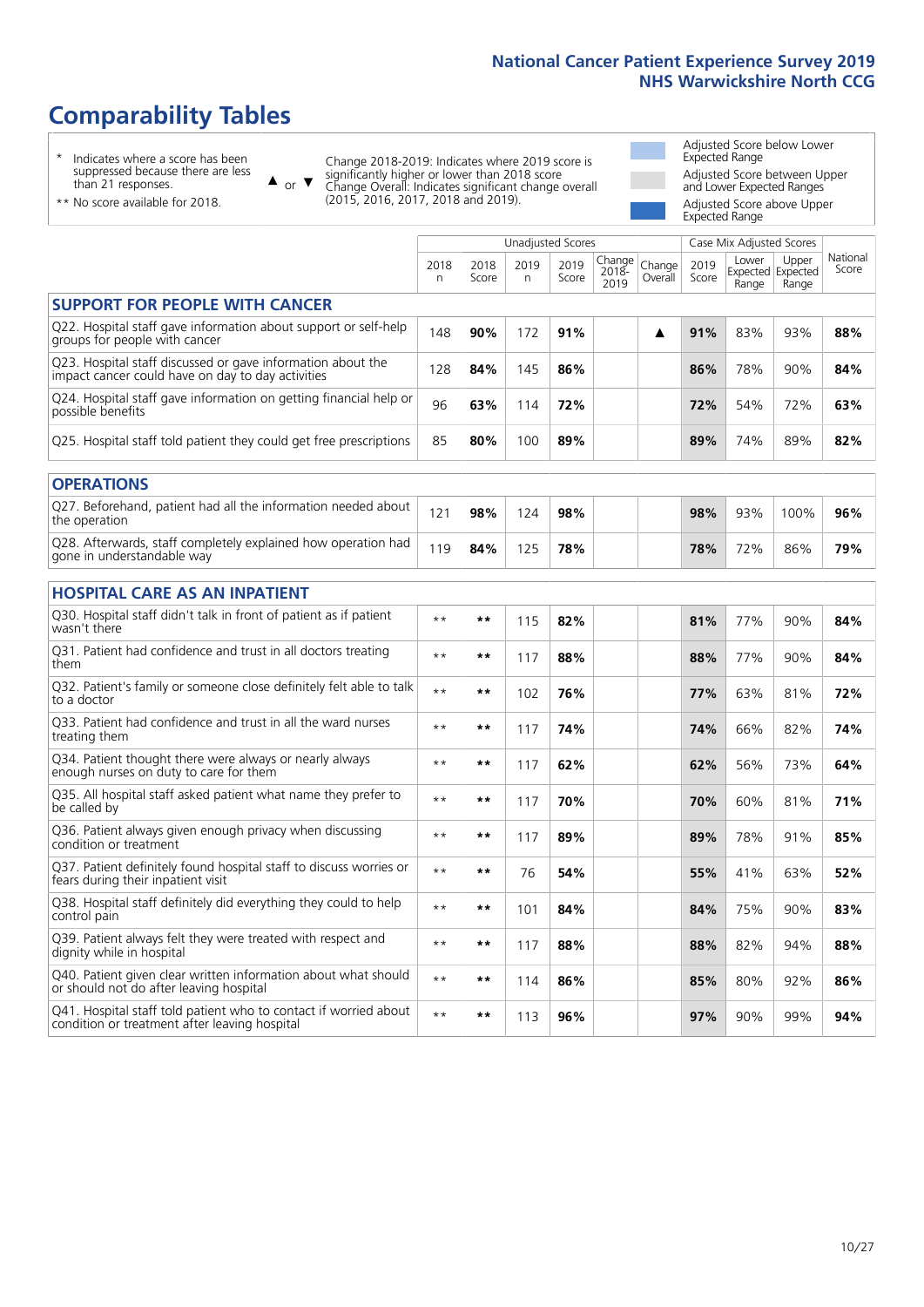# Comparability Tables

\* Indicates where a score has been suppressed because there are less than 21 responses.

\*\* No score available for 2018.

▲ or ▼ Change 2018-2019: Indicates where 2019 score is significantly higher or lower than 2018 score. Change Overall: Indicates significant change overall (2015, 2016, 2017, 2018 and 2019).

Adjusted Score below Lower Expected Range

Adjusted Score between Upper and Lower Expected Ranges

Adjusted Score above Upper Expected Range

| | Unadjusted Scores | | | | | | Case Mix Adjusted Scores | | | |
|---|---|---|---|---|---|---|---|---|---|---|
| | 2018 n | 2018 Score | 2019 n | 2019 Score | Change 2018-2019 | Change Overall | 2019 Score | Lower Expected Range | Upper Expected Range | National Score |
| **SUPPORT FOR PEOPLE WITH CANCER** | | | | | | | | | | |
| Q22. Hospital staff gave information about support or self-help groups for people with cancer | 148 | **90%** | 172 | **91%** | | ▲ | **91%** | 83% | 93% | **88%** |
| Q23. Hospital staff discussed or gave information about the impact cancer could have on day to day activities | 128 | **84%** | 145 | **86%** | | | **86%** | 78% | 90% | **84%** |
| Q24. Hospital staff gave information on getting financial help or possible benefits | 96 | **63%** | 114 | **72%** | | | **72%** | 54% | 72% | **63%** |
| Q25. Hospital staff told patient they could get free prescriptions | 85 | **80%** | 100 | **89%** | | | **89%** | 74% | 89% | **82%** |
| **OPERATIONS** | | | | | | | | | | |
| Q27. Beforehand, patient had all the information needed about the operation | 121 | **98%** | 124 | **98%** | | | **98%** | 93% | 100% | **96%** |
| Q28. Afterwards, staff completely explained how operation had gone in understandable way | 119 | **84%** | 125 | **78%** | | | **78%** | 72% | 86% | **79%** |
| **HOSPITAL CARE AS AN INPATIENT** | | | | | | | | | | |
| Q30. Hospital staff didn't talk in front of patient as if patient wasn't there | ** | ** | 115 | **82%** | | | **81%** | 77% | 90% | **84%** |
| Q31. Patient had confidence and trust in all doctors treating them | ** | ** | 117 | **88%** | | | **88%** | 77% | 90% | **84%** |
| Q32. Patient's family or someone close definitely felt able to talk to a doctor | ** | ** | 102 | **76%** | | | **77%** | 63% | 81% | **72%** |
| Q33. Patient had confidence and trust in all the ward nurses treating them | ** | ** | 117 | **74%** | | | **74%** | 66% | 82% | **74%** |
| Q34. Patient thought there were always or nearly always enough nurses on duty to care for them | ** | ** | 117 | **62%** | | | **62%** | 56% | 73% | **64%** |
| Q35. All hospital staff asked patient what name they prefer to be called by | ** | ** | 117 | **70%** | | | **70%** | 60% | 81% | **71%** |
| Q36. Patient always given enough privacy when discussing condition or treatment | ** | ** | 117 | **89%** | | | **89%** | 78% | 91% | **85%** |
| Q37. Patient definitely found hospital staff to discuss worries or fears during their inpatient visit | ** | ** | 76 | **54%** | | | **55%** | 41% | 63% | **52%** |
| Q38. Hospital staff definitely did everything they could to help control pain | ** | ** | 101 | **84%** | | | **84%** | 75% | 90% | **83%** |
| Q39. Patient always felt they were treated with respect and dignity while in hospital | ** | ** | 117 | **88%** | | | **88%** | 82% | 94% | **88%** |
| Q40. Patient given clear written information about what should or should not do after leaving hospital | ** | ** | 114 | **86%** | | | **85%** | 80% | 92% | **86%** |
| Q41. Hospital staff told patient who to contact if worried about condition or treatment after leaving hospital | ** | ** | 113 | **96%** | | | **97%** | 90% | 99% | **94%** |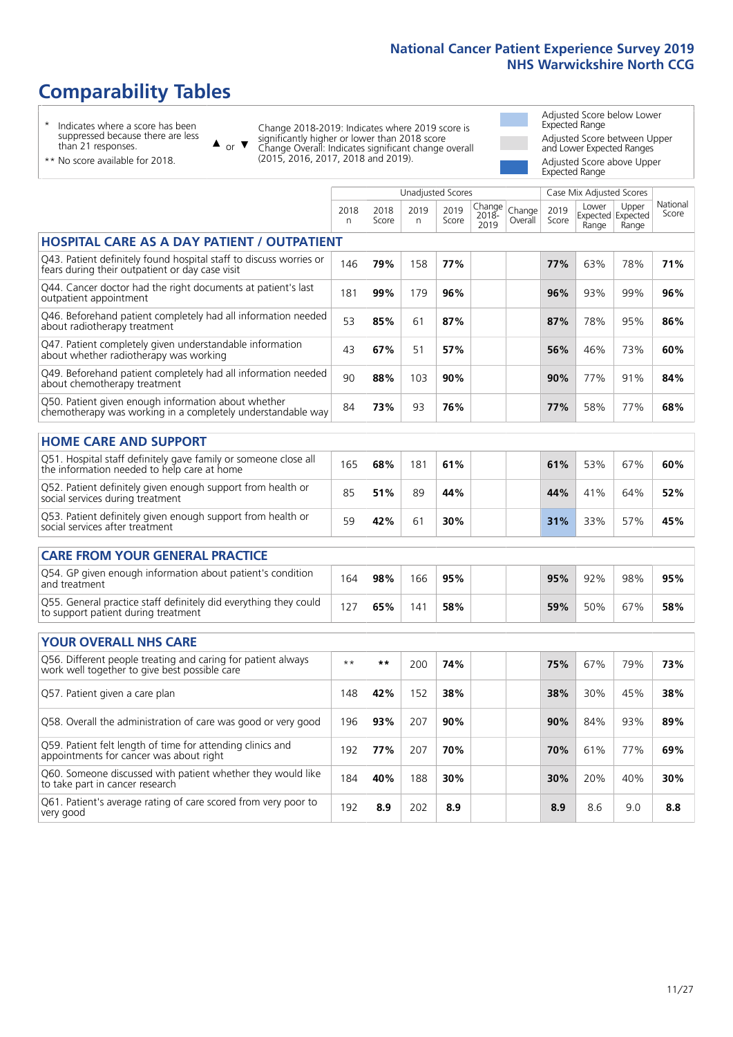# Comparability Tables

\* Indicates where a score has been suppressed because there are less than 21 responses.

\*\* No score available for 2018.

▲ or ▼ Change 2018-2019: Indicates where 2019 score is significantly higher or lower than 2018 score. Change Overall: Indicates significant change overall (2015, 2016, 2017, 2018 and 2019).

Adjusted Score below Lower Expected Range

Adjusted Score between Upper and Lower Expected Ranges

Adjusted Score above Upper Expected Range

| | Unadjusted Scores | | | | | | Case Mix Adjusted Scores | | | |
|---|---|---|---|---|---|---|---|---|---|---|
| | 2018 n | 2018 Score | 2019 n | 2019 Score | Change 2018-2019 | Change Overall | 2019 Score | Lower Expected Range | Upper Expected Range | National Score |
| **HOSPITAL CARE AS A DAY PATIENT / OUTPATIENT** | | | | | | | | | | |
| Q43. Patient definitely found hospital staff to discuss worries or fears during their outpatient or day case visit | 146 | **79%** | 158 | **77%** | | | **77%** | 63% | 78% | **71%** |
| Q44. Cancer doctor had the right documents at patient's last outpatient appointment | 181 | **99%** | 179 | **96%** | | | **96%** | 93% | 99% | **96%** |
| Q46. Beforehand patient completely had all information needed about radiotherapy treatment | 53 | **85%** | 61 | **87%** | | | **87%** | 78% | 95% | **86%** |
| Q47. Patient completely given understandable information about whether radiotherapy was working | 43 | **67%** | 51 | **57%** | | | **56%** | 46% | 73% | **60%** |
| Q49. Beforehand patient completely had all information needed about chemotherapy treatment | 90 | **88%** | 103 | **90%** | | | **90%** | 77% | 91% | **84%** |
| Q50. Patient given enough information about whether chemotherapy was working in a completely understandable way | 84 | **73%** | 93 | **76%** | | | **77%** | 58% | 77% | **68%** |
| **HOME CARE AND SUPPORT** | | | | | | | | | | |
| Q51. Hospital staff definitely gave family or someone close all the information needed to help care at home | 165 | **68%** | 181 | **61%** | | | **61%** | 53% | 67% | **60%** |
| Q52. Patient definitely given enough support from health or social services during treatment | 85 | **51%** | 89 | **44%** | | | **44%** | 41% | 64% | **52%** |
| Q53. Patient definitely given enough support from health or social services after treatment | 59 | **42%** | 61 | **30%** | | | **31%** | 33% | 57% | **45%** |
| **CARE FROM YOUR GENERAL PRACTICE** | | | | | | | | | | |
| Q54. GP given enough information about patient's condition and treatment | 164 | **98%** | 166 | **95%** | | | **95%** | 92% | 98% | **95%** |
| Q55. General practice staff definitely did everything they could to support patient during treatment | 127 | **65%** | 141 | **58%** | | | **59%** | 50% | 67% | **58%** |
| **YOUR OVERALL NHS CARE** | | | | | | | | | | |
| Q56. Different people treating and caring for patient always work well together to give best possible care | ** | ** | 200 | **74%** | | | **75%** | 67% | 79% | **73%** |
| Q57. Patient given a care plan | 148 | **42%** | 152 | **38%** | | | **38%** | 30% | 45% | **38%** |
| Q58. Overall the administration of care was good or very good | 196 | **93%** | 207 | **90%** | | | **90%** | 84% | 93% | **89%** |
| Q59. Patient felt length of time for attending clinics and appointments for cancer was about right | 192 | **77%** | 207 | **70%** | | | **70%** | 61% | 77% | **69%** |
| Q60. Someone discussed with patient whether they would like to take part in cancer research | 184 | **40%** | 188 | **30%** | | | **30%** | 20% | 40% | **30%** |
| Q61. Patient's average rating of care scored from very poor to very good | 192 | **8.9** | 202 | **8.9** | | | **8.9** | 8.6 | 9.0 | **8.8** |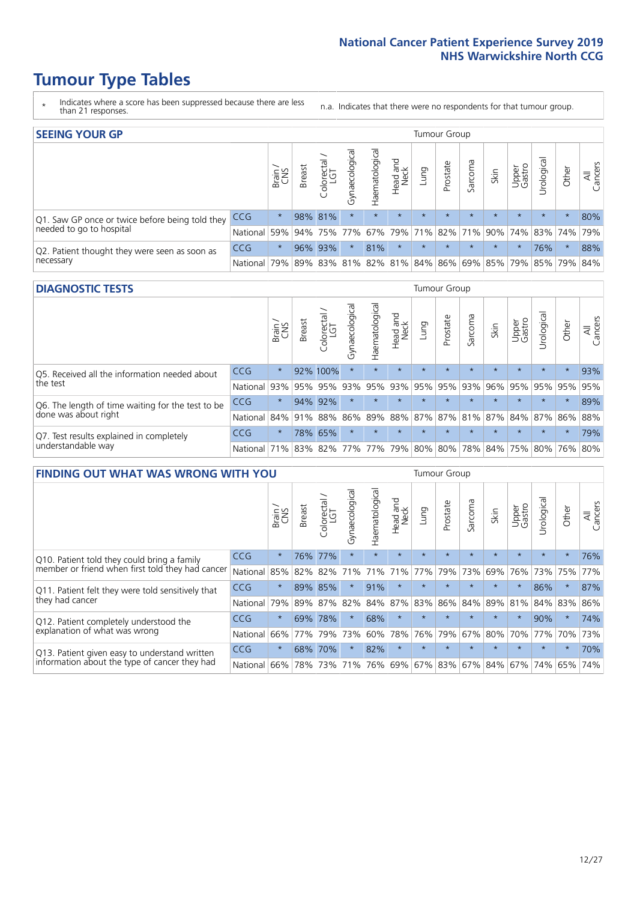# Tumour Type Tables

\* Indicates where a score has been suppressed because there are less than 21 responses.

n.a. Indicates that there were no respondents for that tumour group.

## SEEING YOUR GP

| | | Brain / CNS | Breast | Colorectal / LGT | Gynaecological | Haematological | Head and Neck | Lung | Prostate | Sarcoma | Skin | Upper Gastro | Urological | Other | All Cancers |
|---|---|---|---|---|---|---|---|---|---|---|---|---|---|---|---|
| Q1. Saw GP once or twice before being told they needed to go to hospital | CCG | * | 98% | 81% | * | * | * | * | * | * | * | * | * | * | 80% |
| | National | 59% | 94% | 75% | 77% | 67% | 79% | 71% | 82% | 71% | 90% | 74% | 83% | 74% | 79% |
| Q2. Patient thought they were seen as soon as necessary | CCG | * | 96% | 93% | * | 81% | * | * | * | * | * | * | 76% | * | 88% |
| | National | 79% | 89% | 83% | 81% | 82% | 81% | 84% | 86% | 69% | 85% | 79% | 85% | 79% | 84% |

## DIAGNOSTIC TESTS

| | | Brain / CNS | Breast | Colorectal / LGT | Gynaecological | Haematological | Head and Neck | Lung | Prostate | Sarcoma | Skin | Upper Gastro | Urological | Other | All Cancers |
|---|---|---|---|---|---|---|---|---|---|---|---|---|---|---|---|
| Q5. Received all the information needed about the test | CCG | * | 92% | 100% | * | * | * | * | * | * | * | * | * | * | 93% |
| | National | 93% | 95% | 95% | 93% | 95% | 93% | 95% | 95% | 93% | 96% | 95% | 95% | 95% | 95% |
| Q6. The length of time waiting for the test to be done was about right | CCG | * | 94% | 92% | * | * | * | * | * | * | * | * | * | * | 89% |
| | National | 84% | 91% | 88% | 86% | 89% | 88% | 87% | 87% | 81% | 87% | 84% | 87% | 86% | 88% |
| Q7. Test results explained in completely understandable way | CCG | * | 78% | 65% | * | * | * | * | * | * | * | * | * | * | 79% |
| | National | 71% | 83% | 82% | 77% | 77% | 79% | 80% | 80% | 78% | 84% | 75% | 80% | 76% | 80% |

## FINDING OUT WHAT WAS WRONG WITH YOU

| | | Brain / CNS | Breast | Colorectal / LGT | Gynaecological | Haematological | Head and Neck | Lung | Prostate | Sarcoma | Skin | Upper Gastro | Urological | Other | All Cancers |
|---|---|---|---|---|---|---|---|---|---|---|---|---|---|---|---|
| Q10. Patient told they could bring a family member or friend when first told they had cancer | CCG | * | 76% | 77% | * | * | * | * | * | * | * | * | * | * | 76% |
| | National | 85% | 82% | 82% | 71% | 71% | 71% | 77% | 79% | 73% | 69% | 76% | 73% | 75% | 77% |
| Q11. Patient felt they were told sensitively that they had cancer | CCG | * | 89% | 85% | * | 91% | * | * | * | * | * | * | 86% | * | 87% |
| | National | 79% | 89% | 87% | 82% | 84% | 87% | 83% | 86% | 84% | 89% | 81% | 84% | 83% | 86% |
| Q12. Patient completely understood the explanation of what was wrong | CCG | * | 69% | 78% | * | 68% | * | * | * | * | * | * | 90% | * | 74% |
| | National | 66% | 77% | 79% | 73% | 60% | 78% | 76% | 79% | 67% | 80% | 70% | 77% | 70% | 73% |
| Q13. Patient given easy to understand written information about the type of cancer they had | CCG | * | 68% | 70% | * | 82% | * | * | * | * | * | * | * | * | 70% |
| | National | 66% | 78% | 73% | 71% | 76% | 69% | 67% | 83% | 67% | 84% | 67% | 74% | 65% | 74% |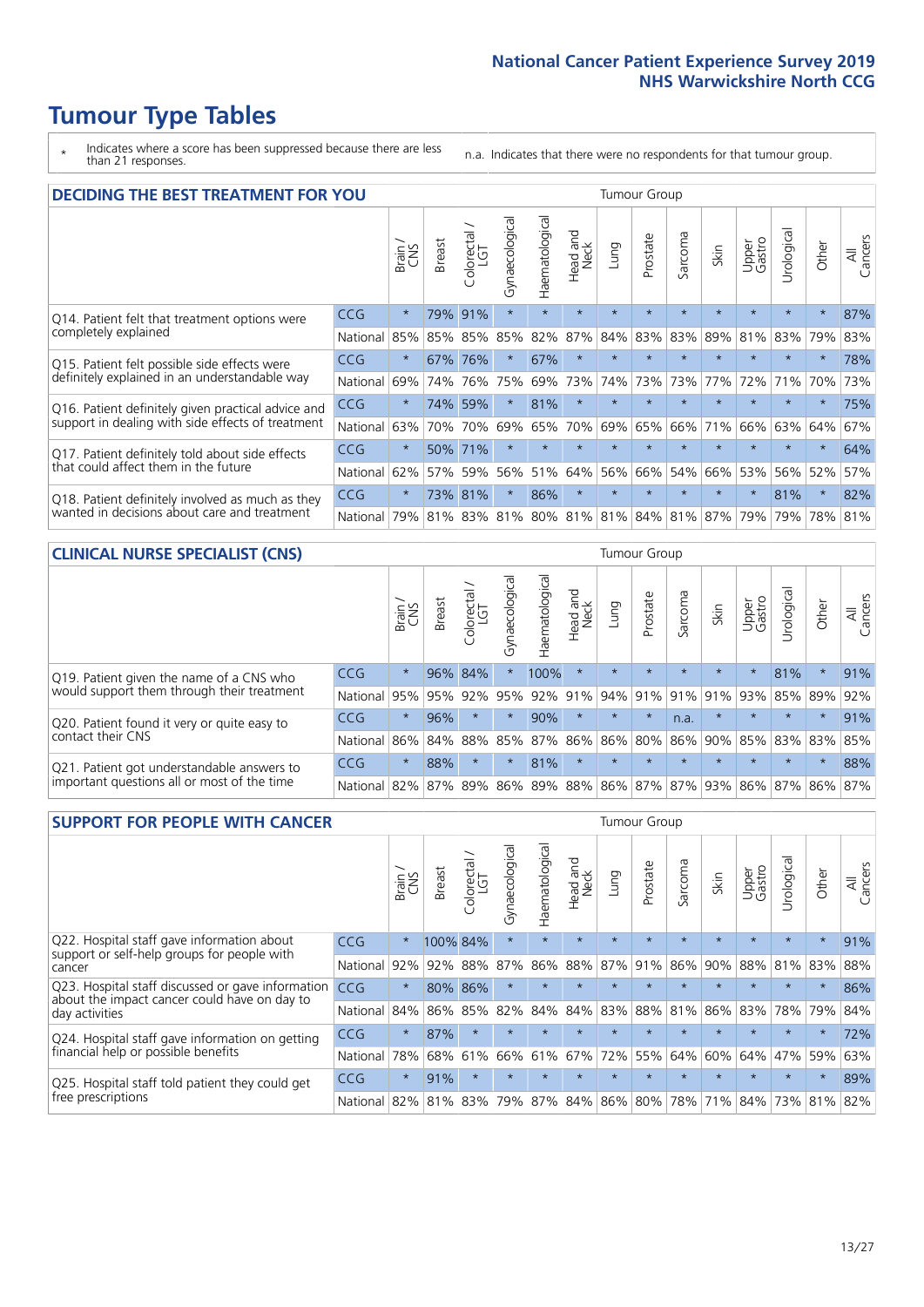# Tumour Type Tables

\* Indicates where a score has been suppressed because there are less than 21 responses.

n.a. Indicates that there were no respondents for that tumour group.

## DECIDING THE BEST TREATMENT FOR YOU

| | | Brain / CNS | Breast | Colorectal / LGT | Gynaecological | Haematological | Head and Neck | Lung | Prostate | Sarcoma | Skin | Upper Gastro | Urological | Other | All Cancers |
|---|---|---|---|---|---|---|---|---|---|---|---|---|---|---|---|
| Q14. Patient felt that treatment options were completely explained | CCG | * | 79% | 91% | * | * | * | * | * | * | * | * | * | * | 87% |
| | National | 85% | 85% | 85% | 85% | 82% | 87% | 84% | 83% | 83% | 89% | 81% | 83% | 79% | 83% |
| Q15. Patient felt possible side effects were definitely explained in an understandable way | CCG | * | 67% | 76% | * | 67% | * | * | * | * | * | * | * | * | 78% |
| | National | 69% | 74% | 76% | 75% | 69% | 73% | 74% | 73% | 73% | 77% | 72% | 71% | 70% | 73% |
| Q16. Patient definitely given practical advice and support in dealing with side effects of treatment | CCG | * | 74% | 59% | * | 81% | * | * | * | * | * | * | * | * | 75% |
| | National | 63% | 70% | 70% | 69% | 65% | 70% | 69% | 65% | 66% | 71% | 66% | 63% | 64% | 67% |
| Q17. Patient definitely told about side effects that could affect them in the future | CCG | * | 50% | 71% | * | * | * | * | * | * | * | * | * | * | 64% |
| | National | 62% | 57% | 59% | 56% | 51% | 64% | 56% | 66% | 54% | 66% | 53% | 56% | 52% | 57% |
| Q18. Patient definitely involved as much as they wanted in decisions about care and treatment | CCG | * | 73% | 81% | * | 86% | * | * | * | * | * | * | 81% | * | 82% |
| | National | 79% | 81% | 83% | 81% | 80% | 81% | 81% | 84% | 81% | 87% | 79% | 79% | 78% | 81% |

## CLINICAL NURSE SPECIALIST (CNS)

| | | Brain / CNS | Breast | Colorectal / LGT | Gynaecological | Haematological | Head and Neck | Lung | Prostate | Sarcoma | Skin | Upper Gastro | Urological | Other | All Cancers |
|---|---|---|---|---|---|---|---|---|---|---|---|---|---|---|---|
| Q19. Patient given the name of a CNS who would support them through their treatment | CCG | * | 96% | 84% | * | 100% | * | * | * | * | * | * | 81% | * | 91% |
| | National | 95% | 95% | 92% | 95% | 92% | 91% | 94% | 91% | 91% | 91% | 93% | 85% | 89% | 92% |
| Q20. Patient found it very or quite easy to contact their CNS | CCG | * | 96% | * | * | 90% | * | * | * | n.a. | * | * | * | * | 91% |
| | National | 86% | 84% | 88% | 85% | 87% | 86% | 86% | 80% | 86% | 90% | 85% | 83% | 83% | 85% |
| Q21. Patient got understandable answers to important questions all or most of the time | CCG | * | 88% | * | * | 81% | * | * | * | * | * | * | * | * | 88% |
| | National | 82% | 87% | 89% | 86% | 89% | 88% | 86% | 87% | 87% | 93% | 86% | 87% | 86% | 87% |

## SUPPORT FOR PEOPLE WITH CANCER

| | | Brain / CNS | Breast | Colorectal / LGT | Gynaecological | Haematological | Head and Neck | Lung | Prostate | Sarcoma | Skin | Upper Gastro | Urological | Other | All Cancers |
|---|---|---|---|---|---|---|---|---|---|---|---|---|---|---|---|
| Q22. Hospital staff gave information about support or self-help groups for people with cancer | CCG | * | 100% | 84% | * | * | * | * | * | * | * | * | * | * | 91% |
| | National | 92% | 92% | 88% | 87% | 86% | 88% | 87% | 91% | 86% | 90% | 88% | 81% | 83% | 88% |
| Q23. Hospital staff discussed or gave information about the impact cancer could have on day to day activities | CCG | * | 80% | 86% | * | * | * | * | * | * | * | * | * | * | 86% |
| | National | 84% | 86% | 85% | 82% | 84% | 84% | 83% | 88% | 81% | 86% | 83% | 78% | 79% | 84% |
| Q24. Hospital staff gave information on getting financial help or possible benefits | CCG | * | 87% | * | * | * | * | * | * | * | * | * | * | * | 72% |
| | National | 78% | 68% | 61% | 66% | 61% | 67% | 72% | 55% | 64% | 60% | 64% | 47% | 59% | 63% |
| Q25. Hospital staff told patient they could get free prescriptions | CCG | * | 91% | * | * | * | * | * | * | * | * | * | * | * | 89% |
| | National | 82% | 81% | 83% | 79% | 87% | 84% | 86% | 80% | 78% | 71% | 84% | 73% | 81% | 82% |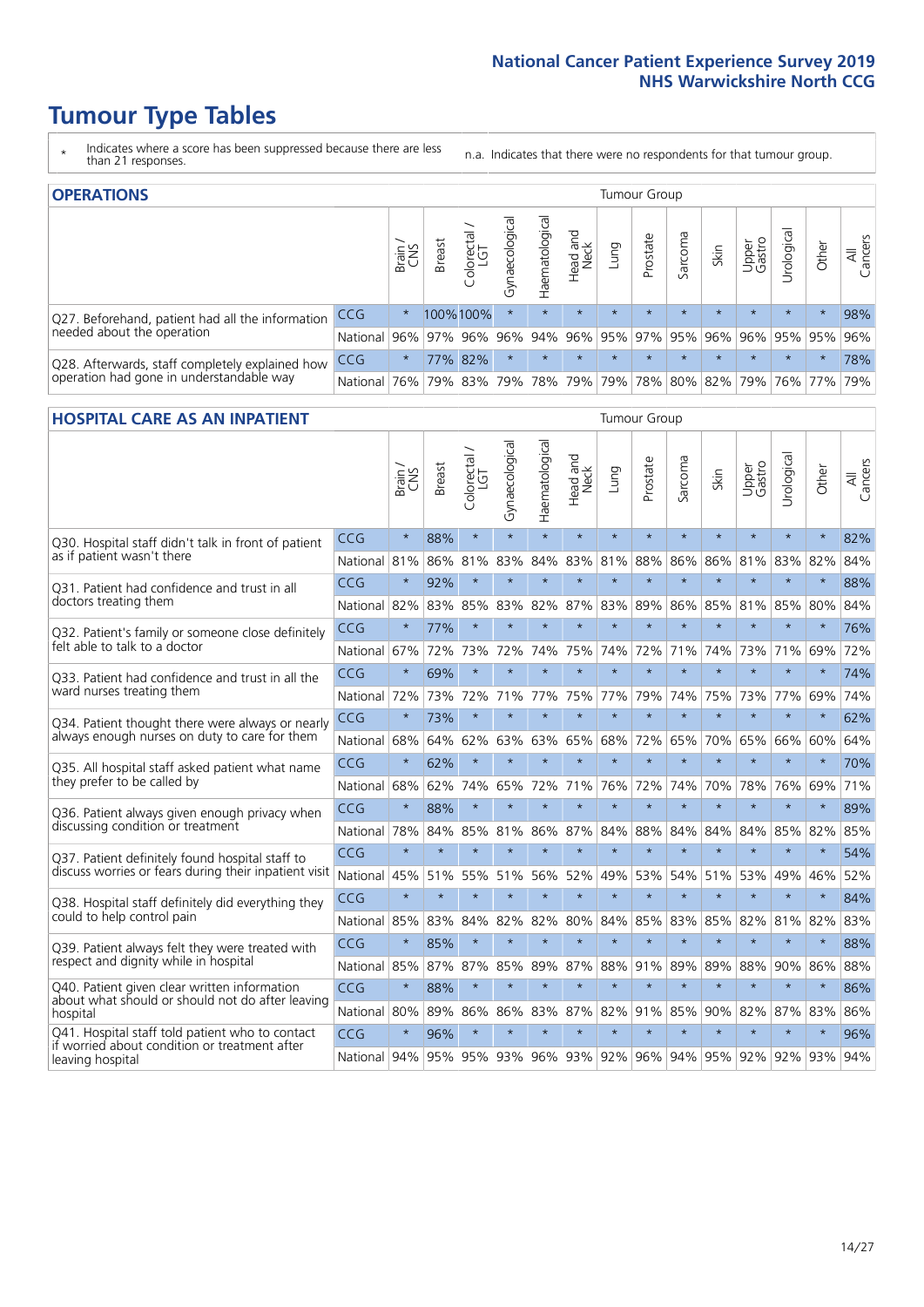## National Cancer Patient Experience Survey 2019
## NHS Warwickshire North CCG

# Tumour Type Tables

\* Indicates where a score has been suppressed because there are less than 21 responses.

n.a. Indicates that there were no respondents for that tumour group.

## OPERATIONS

| | | Brain / CNS | Breast | Colorectal / LGT | Gynaecological | Haematological | Head and Neck | Lung | Prostate | Sarcoma | Skin | Upper Gastro | Urological | Other | All Cancers |
|---|---|---|---|---|---|---|---|---|---|---|---|---|---|---|---|
| Q27. Beforehand, patient had all the information needed about the operation | CCG | * | 100% | 100% | * | * | * | * | * | * | * | * | * | * | 98% |
| | National | 96% | 97% | 96% | 96% | 94% | 96% | 95% | 97% | 95% | 96% | 96% | 95% | 95% | 96% |
| Q28. Afterwards, staff completely explained how operation had gone in understandable way | CCG | * | 77% | 82% | * | * | * | * | * | * | * | * | * | * | 78% |
| | National | 76% | 79% | 83% | 79% | 78% | 79% | 79% | 78% | 80% | 82% | 79% | 76% | 77% | 79% |

## HOSPITAL CARE AS AN INPATIENT

| | | Brain / CNS | Breast | Colorectal / LGT | Gynaecological | Haematological | Head and Neck | Lung | Prostate | Sarcoma | Skin | Upper Gastro | Urological | Other | All Cancers |
|---|---|---|---|---|---|---|---|---|---|---|---|---|---|---|---|
| Q30. Hospital staff didn't talk in front of patient as if patient wasn't there | CCG | * | 88% | * | * | * | * | * | * | * | * | * | * | * | 82% |
| | National | 81% | 86% | 81% | 83% | 84% | 83% | 81% | 88% | 86% | 86% | 81% | 83% | 82% | 84% |
| Q31. Patient had confidence and trust in all doctors treating them | CCG | * | 92% | * | * | * | * | * | * | * | * | * | * | * | 88% |
| | National | 82% | 83% | 85% | 83% | 82% | 87% | 83% | 89% | 86% | 85% | 81% | 85% | 80% | 84% |
| Q32. Patient's family or someone close definitely felt able to talk to a doctor | CCG | * | 77% | * | * | * | * | * | * | * | * | * | * | * | 76% |
| | National | 67% | 72% | 73% | 72% | 74% | 75% | 74% | 72% | 71% | 74% | 73% | 71% | 69% | 72% |
| Q33. Patient had confidence and trust in all the ward nurses treating them | CCG | * | 69% | * | * | * | * | * | * | * | * | * | * | * | 74% |
| | National | 72% | 73% | 72% | 71% | 77% | 75% | 77% | 79% | 74% | 75% | 73% | 77% | 69% | 74% |
| Q34. Patient thought there were always or nearly always enough nurses on duty to care for them | CCG | * | 73% | * | * | * | * | * | * | * | * | * | * | * | 62% |
| | National | 68% | 64% | 62% | 63% | 63% | 65% | 68% | 72% | 65% | 70% | 65% | 66% | 60% | 64% |
| Q35. All hospital staff asked patient what name they prefer to be called by | CCG | * | 62% | * | * | * | * | * | * | * | * | * | * | * | 70% |
| | National | 68% | 62% | 74% | 65% | 72% | 71% | 76% | 72% | 74% | 70% | 78% | 76% | 69% | 71% |
| Q36. Patient always given enough privacy when discussing condition or treatment | CCG | * | 88% | * | * | * | * | * | * | * | * | * | * | * | 89% |
| | National | 78% | 84% | 85% | 81% | 86% | 87% | 84% | 88% | 84% | 84% | 84% | 85% | 82% | 85% |
| Q37. Patient definitely found hospital staff to discuss worries or fears during their inpatient visit | CCG | * | * | * | * | * | * | * | * | * | * | * | * | * | 54% |
| | National | 45% | 51% | 55% | 51% | 56% | 52% | 49% | 53% | 54% | 51% | 53% | 49% | 46% | 52% |
| Q38. Hospital staff definitely did everything they could to help control pain | CCG | * | * | * | * | * | * | * | * | * | * | * | * | * | 84% |
| | National | 85% | 83% | 84% | 82% | 82% | 80% | 84% | 85% | 83% | 85% | 82% | 81% | 82% | 83% |
| Q39. Patient always felt they were treated with respect and dignity while in hospital | CCG | * | 85% | * | * | * | * | * | * | * | * | * | * | * | 88% |
| | National | 85% | 87% | 87% | 85% | 89% | 87% | 88% | 91% | 89% | 89% | 88% | 90% | 86% | 88% |
| Q40. Patient given clear written information about what should or should not do after leaving hospital | CCG | * | 88% | * | * | * | * | * | * | * | * | * | * | * | 86% |
| | National | 80% | 89% | 86% | 86% | 83% | 87% | 82% | 91% | 85% | 90% | 82% | 87% | 83% | 86% |
| Q41. Hospital staff told patient who to contact if worried about condition or treatment after leaving hospital | CCG | * | 96% | * | * | * | * | * | * | * | * | * | * | * | 96% |
| | National | 94% | 95% | 95% | 93% | 96% | 93% | 92% | 96% | 94% | 95% | 92% | 92% | 93% | 94% |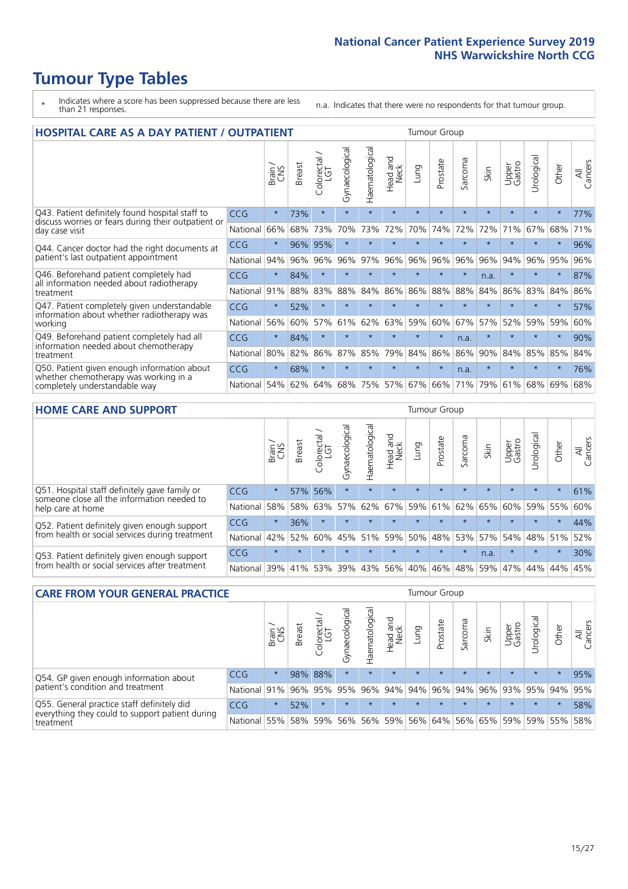# Tumour Type Tables

\* Indicates where a score has been suppressed because there are less than 21 responses.

n.a. Indicates that there were no respondents for that tumour group.

## HOSPITAL CARE AS A DAY PATIENT / OUTPATIENT

| | | Brain / CNS | Breast | Colorectal / LGT | Gynaecological | Haematological | Head and Neck | Lung | Prostate | Sarcoma | Skin | Upper Gastro | Urological | Other | All Cancers |
|---|---|---|---|---|---|---|---|---|---|---|---|---|---|---|---|
| Q43. Patient definitely found hospital staff to discuss worries or fears during their outpatient or day case visit | CCG | * | 73% | * | * | * | * | * | * | * | * | * | * | * | 77% |
| | National | 66% | 68% | 73% | 70% | 73% | 72% | 70% | 74% | 72% | 72% | 71% | 67% | 68% | 71% |
| Q44. Cancer doctor had the right documents at patient's last outpatient appointment | CCG | * | 96% | 95% | * | * | * | * | * | * | * | * | * | * | 96% |
| | National | 94% | 96% | 96% | 96% | 97% | 96% | 96% | 96% | 96% | 96% | 94% | 96% | 95% | 96% |
| Q46. Beforehand patient completely had all information needed about radiotherapy treatment | CCG | * | 84% | * | * | * | * | * | * | * | n.a. | * | * | * | 87% |
| | National | 91% | 88% | 83% | 88% | 84% | 86% | 86% | 88% | 88% | 84% | 86% | 83% | 84% | 86% |
| Q47. Patient completely given understandable information about whether radiotherapy was working | CCG | * | 52% | * | * | * | * | * | * | * | * | * | * | * | 57% |
| | National | 56% | 60% | 57% | 61% | 62% | 63% | 59% | 60% | 67% | 57% | 52% | 59% | 59% | 60% |
| Q49. Beforehand patient completely had all information needed about chemotherapy treatment | CCG | * | 84% | * | * | * | * | * | * | n.a. | * | * | * | * | 90% |
| | National | 80% | 82% | 86% | 87% | 85% | 79% | 84% | 86% | 86% | 90% | 84% | 85% | 85% | 84% |
| Q50. Patient given enough information about whether chemotherapy was working in a completely understandable way | CCG | * | 68% | * | * | * | * | * | * | n.a. | * | * | * | * | 76% |
| | National | 54% | 62% | 64% | 68% | 75% | 57% | 67% | 66% | 71% | 79% | 61% | 68% | 69% | 68% |

## HOME CARE AND SUPPORT

| | | Brain / CNS | Breast | Colorectal / LGT | Gynaecological | Haematological | Head and Neck | Lung | Prostate | Sarcoma | Skin | Upper Gastro | Urological | Other | All Cancers |
|---|---|---|---|---|---|---|---|---|---|---|---|---|---|---|---|
| Q51. Hospital staff definitely gave family or someone close all the information needed to help care at home | CCG | * | 57% | 56% | * | * | * | * | * | * | * | * | * | * | 61% |
| | National | 58% | 58% | 63% | 57% | 62% | 67% | 59% | 61% | 62% | 65% | 60% | 59% | 55% | 60% |
| Q52. Patient definitely given enough support from health or social services during treatment | CCG | * | 36% | * | * | * | * | * | * | * | * | * | * | * | 44% |
| | National | 42% | 52% | 60% | 45% | 51% | 59% | 50% | 48% | 53% | 57% | 54% | 48% | 51% | 52% |
| Q53. Patient definitely given enough support from health or social services after treatment | CCG | * | * | * | * | * | * | * | * | * | n.a. | * | * | * | 30% |
| | National | 39% | 41% | 53% | 39% | 43% | 56% | 40% | 46% | 48% | 59% | 47% | 44% | 44% | 45% |

## CARE FROM YOUR GENERAL PRACTICE

| | | Brain / CNS | Breast | Colorectal / LGT | Gynaecological | Haematological | Head and Neck | Lung | Prostate | Sarcoma | Skin | Upper Gastro | Urological | Other | All Cancers |
|---|---|---|---|---|---|---|---|---|---|---|---|---|---|---|---|
| Q54. GP given enough information about patient's condition and treatment | CCG | * | 98% | 88% | * | * | * | * | * | * | * | * | * | * | 95% |
| | National | 91% | 96% | 95% | 95% | 96% | 94% | 94% | 96% | 94% | 96% | 93% | 95% | 94% | 95% |
| Q55. General practice staff definitely did everything they could to support patient during treatment | CCG | * | 52% | * | * | * | * | * | * | * | * | * | * | * | 58% |
| | National | 55% | 58% | 59% | 56% | 56% | 59% | 56% | 64% | 56% | 65% | 59% | 59% | 55% | 58% |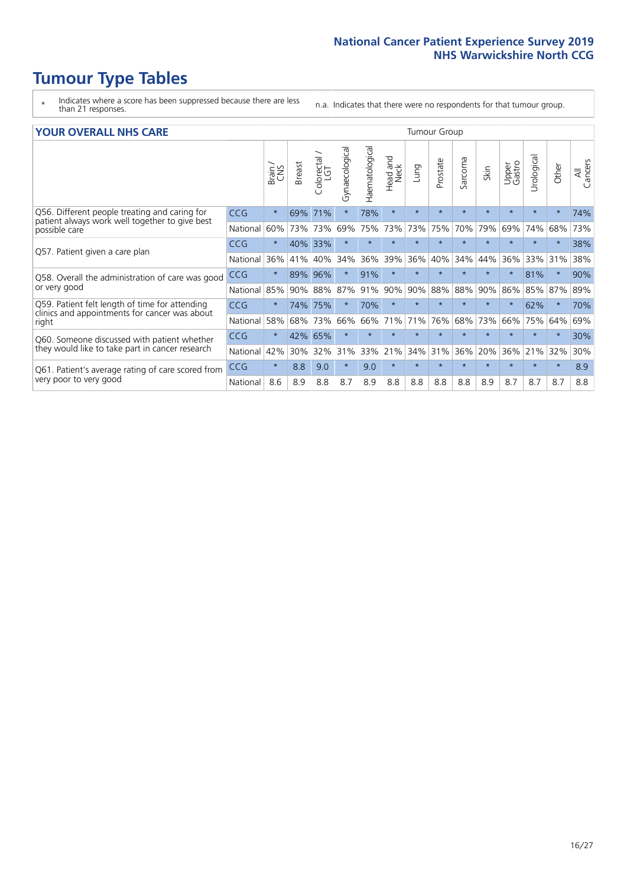# Tumour Type Tables

- \* Indicates where a score has been suppressed because there are less than 21 responses.
- n.a. Indicates that there were no respondents for that tumour group.

## YOUR OVERALL NHS CARE

| | | Brain / CNS | Breast | Colorectal / LGT | Gynaecological | Haematological | Head and Neck | Lung | Prostate | Sarcoma | Skin | Upper Gastro | Urological | Other | All Cancers |
|---|---|---|---|---|---|---|---|---|---|---|---|---|---|---|---|
| Q56. Different people treating and caring for patient always work well together to give best possible care | CCG | * | 69% | 71% | * | 78% | * | * | * | * | * | * | * | * | 74% |
| | National | 60% | 73% | 73% | 69% | 75% | 73% | 73% | 75% | 70% | 79% | 69% | 74% | 68% | 73% |
| Q57. Patient given a care plan | CCG | * | 40% | 33% | * | * | * | * | * | * | * | * | * | * | 38% |
| | National | 36% | 41% | 40% | 34% | 36% | 39% | 36% | 40% | 34% | 44% | 36% | 33% | 31% | 38% |
| Q58. Overall the administration of care was good or very good | CCG | * | 89% | 96% | * | 91% | * | * | * | * | * | * | 81% | * | 90% |
| | National | 85% | 90% | 88% | 87% | 91% | 90% | 90% | 88% | 88% | 90% | 86% | 85% | 87% | 89% |
| Q59. Patient felt length of time for attending clinics and appointments for cancer was about right | CCG | * | 74% | 75% | * | 70% | * | * | * | * | * | * | 62% | * | 70% |
| | National | 58% | 68% | 73% | 66% | 66% | 71% | 71% | 76% | 68% | 73% | 66% | 75% | 64% | 69% |
| Q60. Someone discussed with patient whether they would like to take part in cancer research | CCG | * | 42% | 65% | * | * | * | * | * | * | * | * | * | * | 30% |
| | National | 42% | 30% | 32% | 31% | 33% | 21% | 34% | 31% | 36% | 20% | 36% | 21% | 32% | 30% |
| Q61. Patient's average rating of care scored from very poor to very good | CCG | * | 8.8 | 9.0 | * | 9.0 | * | * | * | * | * | * | * | * | 8.9 |
| | National | 8.6 | 8.9 | 8.8 | 8.7 | 8.9 | 8.8 | 8.8 | 8.8 | 8.8 | 8.9 | 8.7 | 8.7 | 8.7 | 8.8 |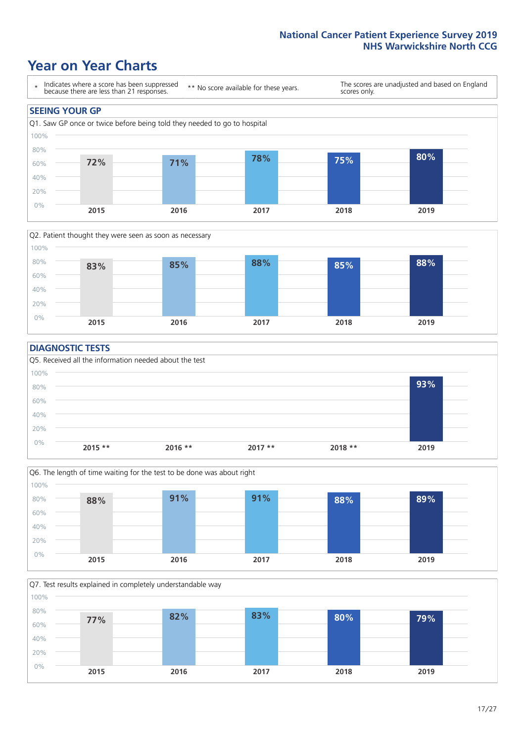# Year on Year Charts

\* Indicates where a score has been suppressed because there are less than 21 responses.

\*\* No score available for these years.

The scores are unadjusted and based on England scores only.

## SEEING YOUR GP

Q1. Saw GP once or twice before being told they needed to go to hospital

| 2015 | 2016 | 2017 | 2018 | 2019 |
|---|---|---|---|---|
| 72% | 71% | 78% | 75% | 80% |

Q2. Patient thought they were seen as soon as necessary

| 2015 | 2016 | 2017 | 2018 | 2019 |
|---|---|---|---|---|
| 83% | 85% | 88% | 85% | 88% |

## DIAGNOSTIC TESTS

Q5. Received all the information needed about the test

| 2015 ** | 2016 ** | 2017 ** | 2018 ** | 2019 |
|---|---|---|---|---|
| | | | | 93% |

Q6. The length of time waiting for the test to be done was about right

| 2015 | 2016 | 2017 | 2018 | 2019 |
|---|---|---|---|---|
| 88% | 91% | 91% | 88% | 89% |

Q7. Test results explained in completely understandable way

| 2015 | 2016 | 2017 | 2018 | 2019 |
|---|---|---|---|---|
| 77% | 82% | 83% | 80% | 79% |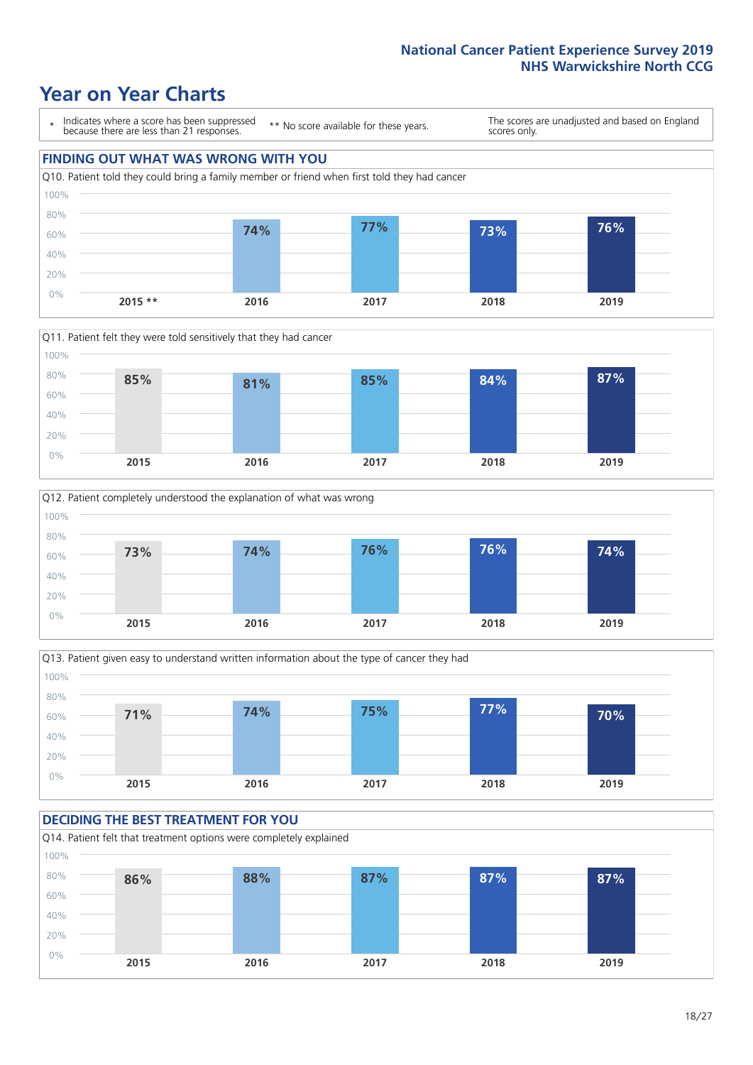## Year on Year Charts

\* Indicates where a score has been suppressed because there are less than 21 responses.

** No score available for these years.

The scores are unadjusted and based on England scores only.

### FINDING OUT WHAT WAS WRONG WITH YOU

Q10. Patient told they could bring a family member or friend when first told they had cancer

| 2015 ** | 2016 | 2017 | 2018 | 2019 |
|---|---|---|---|---|
| | 74% | 77% | 73% | 76% |

Q11. Patient felt they were told sensitively that they had cancer

| 2015 | 2016 | 2017 | 2018 | 2019 |
|---|---|---|---|---|
| 85% | 81% | 85% | 84% | 87% |

Q12. Patient completely understood the explanation of what was wrong

| 2015 | 2016 | 2017 | 2018 | 2019 |
|---|---|---|---|---|
| 73% | 74% | 76% | 76% | 74% |

Q13. Patient given easy to understand written information about the type of cancer they had

| 2015 | 2016 | 2017 | 2018 | 2019 |
|---|---|---|---|---|
| 71% | 74% | 75% | 77% | 70% |

### DECIDING THE BEST TREATMENT FOR YOU

Q14. Patient felt that treatment options were completely explained

| 2015 | 2016 | 2017 | 2018 | 2019 |
|---|---|---|---|---|
| 86% | 88% | 87% | 87% | 87% |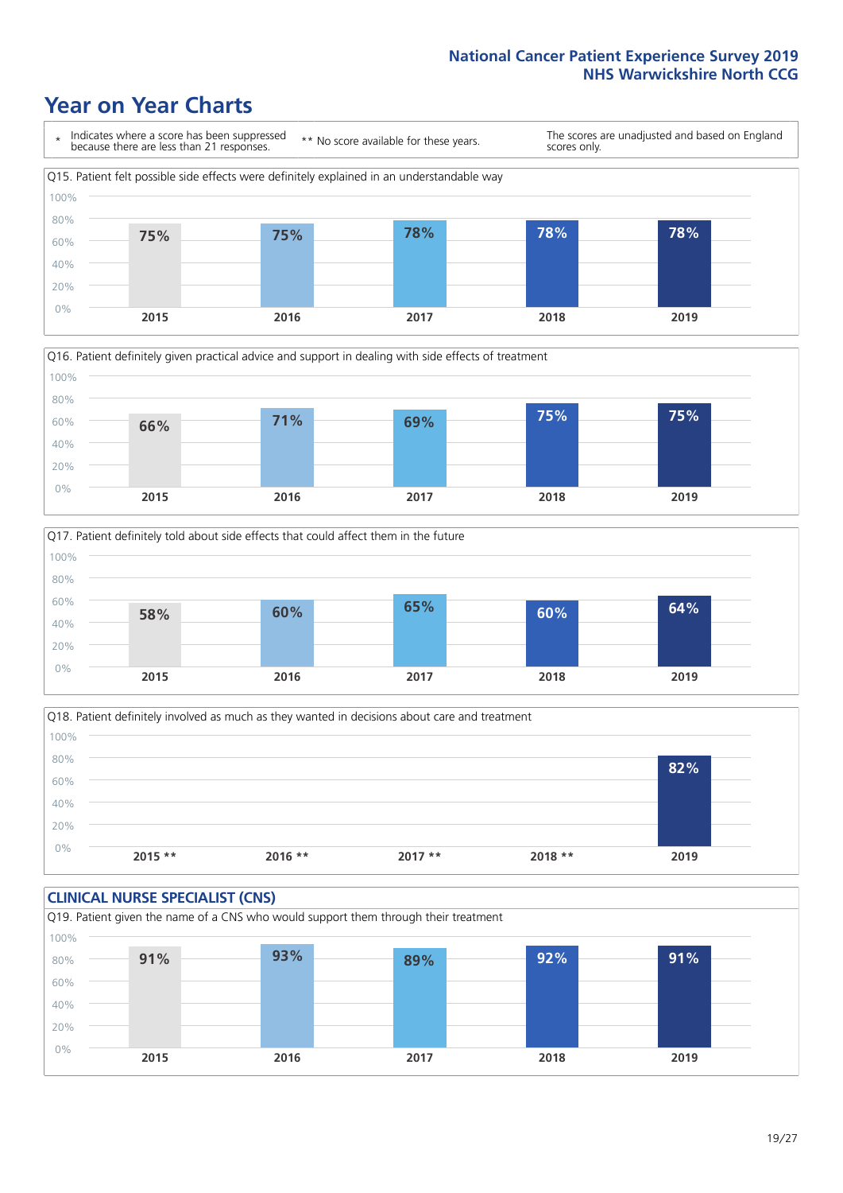# Year on Year Charts

\* Indicates where a score has been suppressed because there are less than 21 responses.

** No score available for these years.

The scores are unadjusted and based on England scores only.

Q15. Patient felt possible side effects were definitely explained in an understandable way

| 2015 | 2016 | 2017 | 2018 | 2019 |
|---|---|---|---|---|
| 75% | 75% | 78% | 78% | 78% |

Q16. Patient definitely given practical advice and support in dealing with side effects of treatment

| 2015 | 2016 | 2017 | 2018 | 2019 |
|---|---|---|---|---|
| 66% | 71% | 69% | 75% | 75% |

Q17. Patient definitely told about side effects that could affect them in the future

| 2015 | 2016 | 2017 | 2018 | 2019 |
|---|---|---|---|---|
| 58% | 60% | 65% | 60% | 64% |

Q18. Patient definitely involved as much as they wanted in decisions about care and treatment

| 2015 ** | 2016 ** | 2017 ** | 2018 ** | 2019 |
|---|---|---|---|---|
| | | | | 82% |

## CLINICAL NURSE SPECIALIST (CNS)

Q19. Patient given the name of a CNS who would support them through their treatment

| 2015 | 2016 | 2017 | 2018 | 2019 |
|---|---|---|---|---|
| 91% | 93% | 89% | 92% | 91% |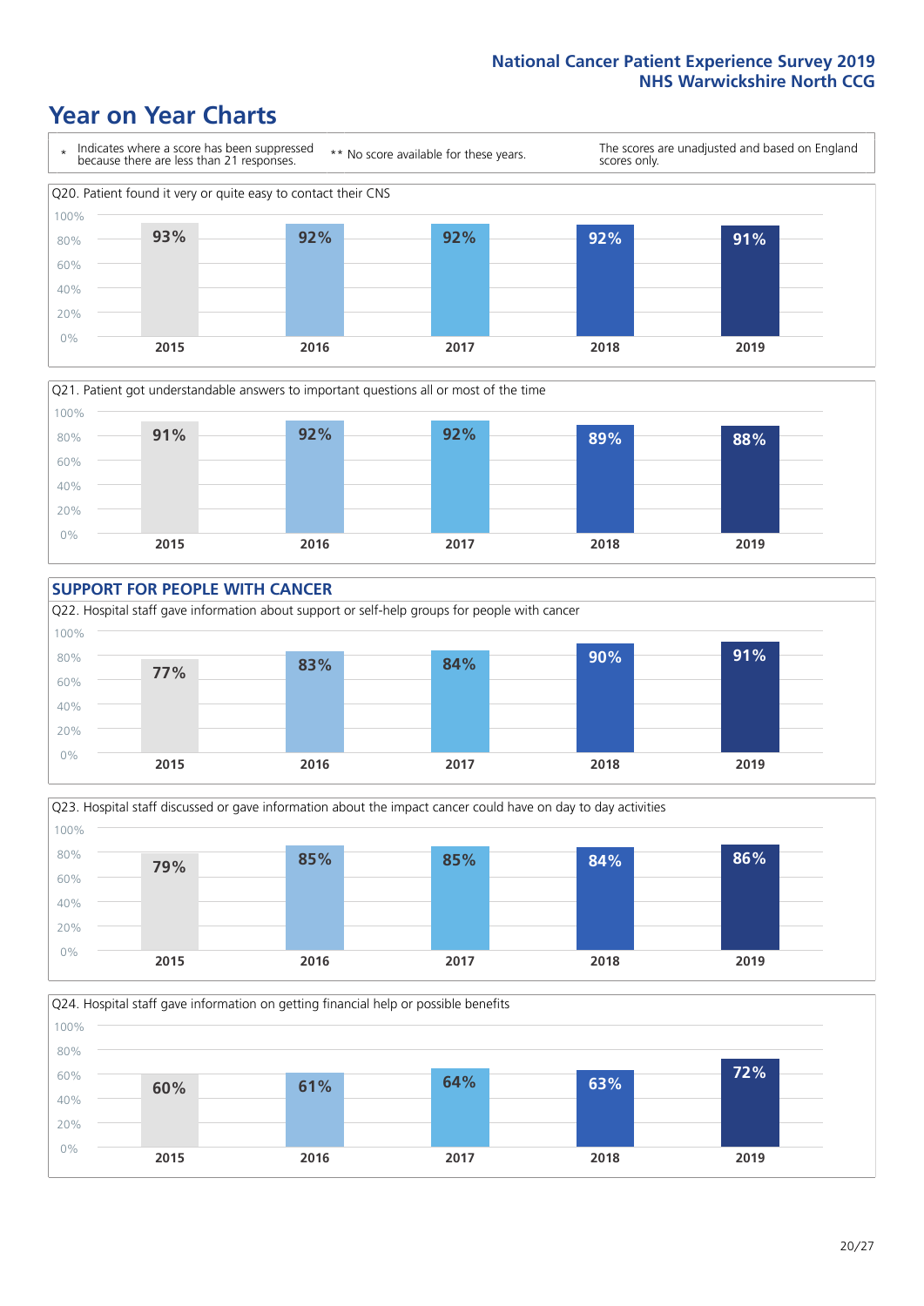# Year on Year Charts

\* Indicates where a score has been suppressed because there are less than 21 responses.

\*\* No score available for these years.

The scores are unadjusted and based on England scores only.

Q20. Patient found it very or quite easy to contact their CNS

| 2015 | 2016 | 2017 | 2018 | 2019 |
|---|---|---|---|---|
| 93% | 92% | 92% | 92% | 91% |

Q21. Patient got understandable answers to important questions all or most of the time

| 2015 | 2016 | 2017 | 2018 | 2019 |
|---|---|---|---|---|
| 91% | 92% | 92% | 89% | 88% |

## SUPPORT FOR PEOPLE WITH CANCER

Q22. Hospital staff gave information about support or self-help groups for people with cancer

| 2015 | 2016 | 2017 | 2018 | 2019 |
|---|---|---|---|---|
| 77% | 83% | 84% | 90% | 91% |

Q23. Hospital staff discussed or gave information about the impact cancer could have on day to day activities

| 2015 | 2016 | 2017 | 2018 | 2019 |
|---|---|---|---|---|
| 79% | 85% | 85% | 84% | 86% |

Q24. Hospital staff gave information on getting financial help or possible benefits

| 2015 | 2016 | 2017 | 2018 | 2019 |
|---|---|---|---|---|
| 60% | 61% | 64% | 63% | 72% |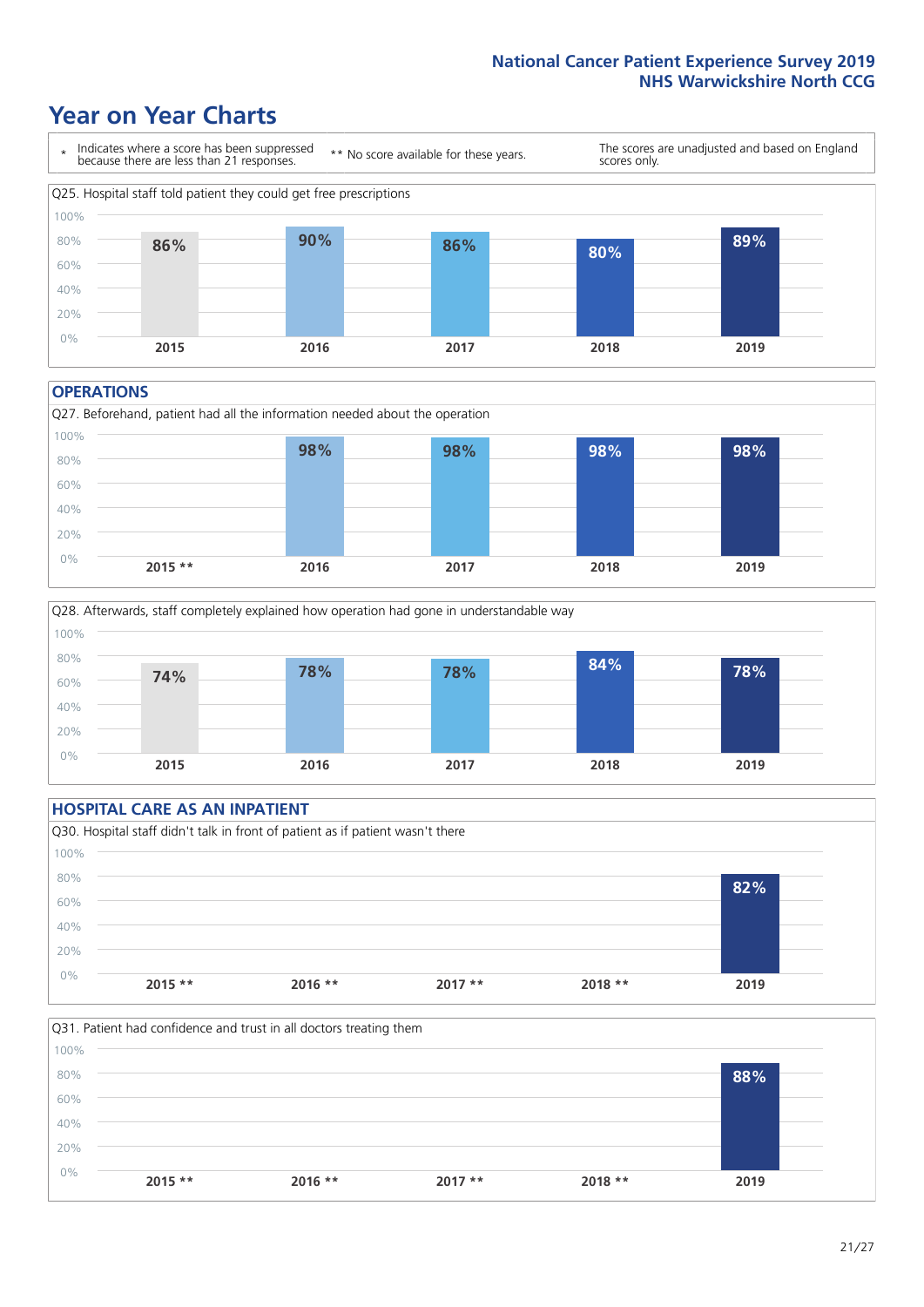# Year on Year Charts

\* Indicates where a score has been suppressed because there are less than 21 responses.

\*\* No score available for these years.

The scores are unadjusted and based on England scores only.

Q25. Hospital staff told patient they could get free prescriptions

| 2015 | 2016 | 2017 | 2018 | 2019 |
|---|---|---|---|---|
| 86% | 90% | 86% | 80% | 89% |

## OPERATIONS

Q27. Beforehand, patient had all the information needed about the operation

| 2015 ** | 2016 | 2017 | 2018 | 2019 |
|---|---|---|---|---|
| | 98% | 98% | 98% | 98% |

Q28. Afterwards, staff completely explained how operation had gone in understandable way

| 2015 | 2016 | 2017 | 2018 | 2019 |
|---|---|---|---|---|
| 74% | 78% | 78% | 84% | 78% |

## HOSPITAL CARE AS AN INPATIENT

Q30. Hospital staff didn't talk in front of patient as if patient wasn't there

| 2015 ** | 2016 ** | 2017 ** | 2018 ** | 2019 |
|---|---|---|---|---|
| | | | | 82% |

Q31. Patient had confidence and trust in all doctors treating them

| 2015 ** | 2016 ** | 2017 ** | 2018 ** | 2019 |
|---|---|---|---|---|
| | | | | 88% |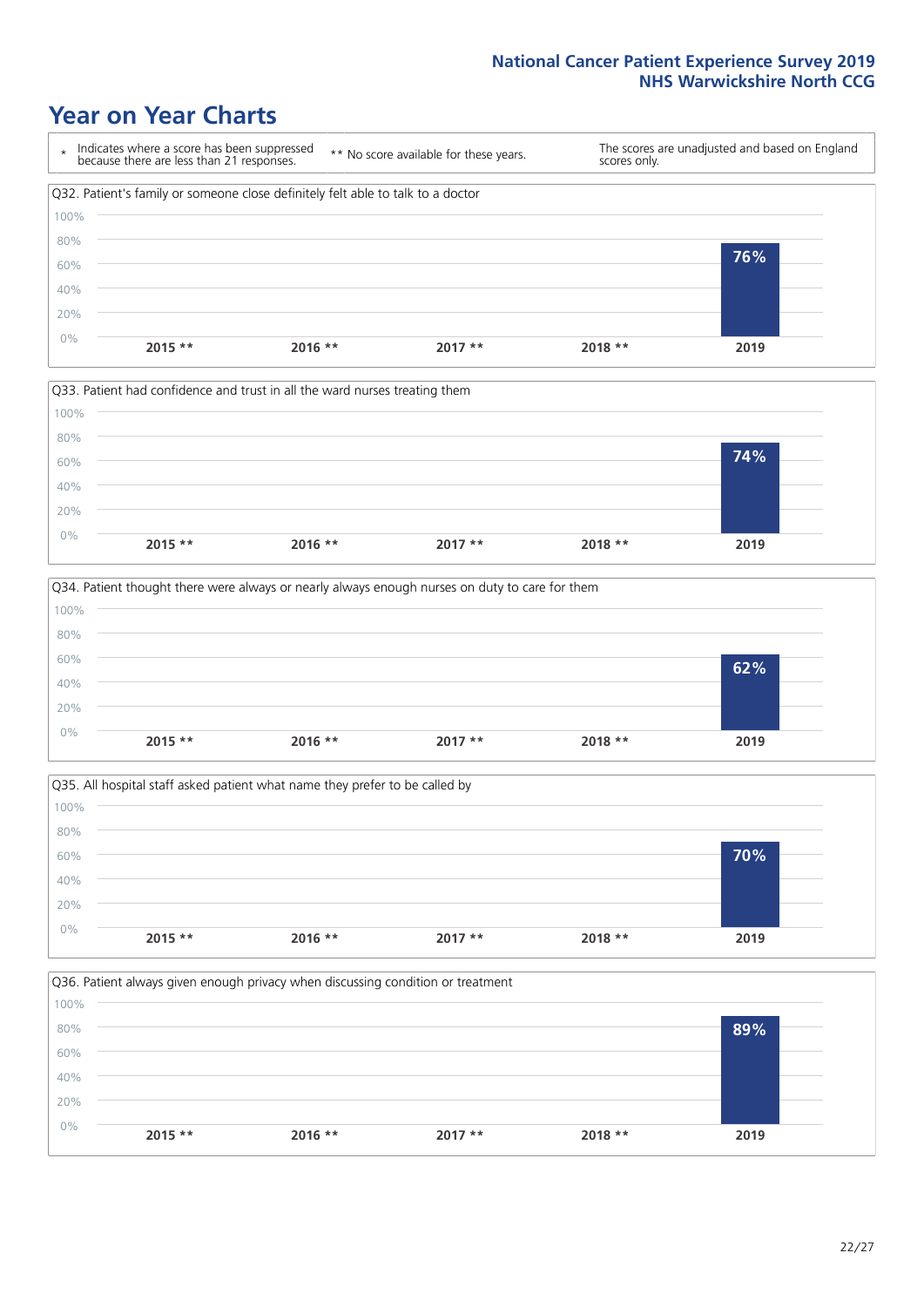# Year on Year Charts

\* Indicates where a score has been suppressed because there are less than 21 responses.

** No score available for these years.

The scores are unadjusted and based on England scores only.

### Q32. Patient's family or someone close definitely felt able to talk to a doctor

| 2015 ** | 2016 ** | 2017 ** | 2018 ** | 2019 |
|---|---|---|---|---|
| | | | | 76% |

### Q33. Patient had confidence and trust in all the ward nurses treating them

| 2015 ** | 2016 ** | 2017 ** | 2018 ** | 2019 |
|---|---|---|---|---|
| | | | | 74% |

### Q34. Patient thought there were always or nearly always enough nurses on duty to care for them

| 2015 ** | 2016 ** | 2017 ** | 2018 ** | 2019 |
|---|---|---|---|---|
| | | | | 62% |

### Q35. All hospital staff asked patient what name they prefer to be called by

| 2015 ** | 2016 ** | 2017 ** | 2018 ** | 2019 |
|---|---|---|---|---|
| | | | | 70% |

### Q36. Patient always given enough privacy when discussing condition or treatment

| 2015 ** | 2016 ** | 2017 ** | 2018 ** | 2019 |
|---|---|---|---|---|
| | | | | 89% |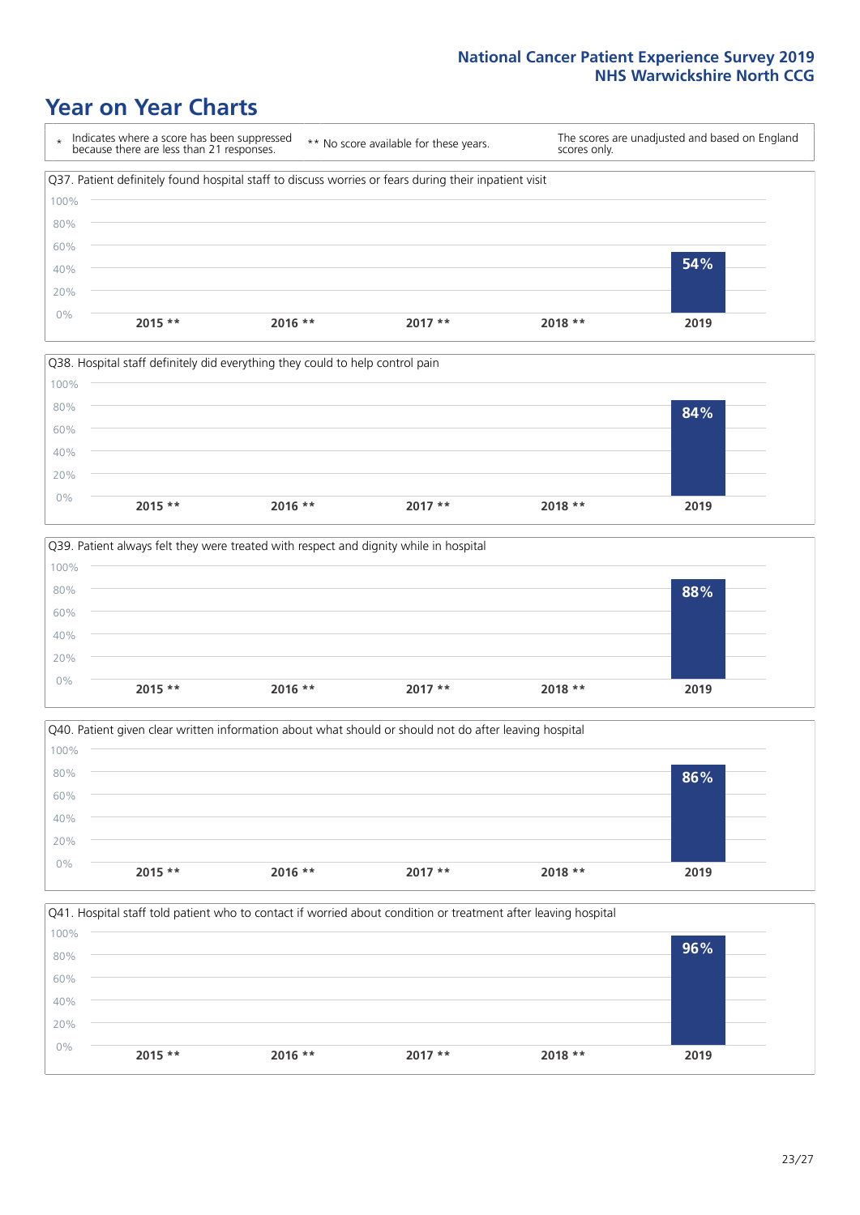# Year on Year Charts

| * Indicates where a score has been suppressed because there are less than 21 responses. | ** No score available for these years. | The scores are unadjusted and based on England scores only. |
|---|---|---|

Q37. Patient definitely found hospital staff to discuss worries or fears during their inpatient visit

| 2015 ** | 2016 ** | 2017 ** | 2018 ** | 2019 |
|---|---|---|---|---|
| | | | | 54% |

Q38. Hospital staff definitely did everything they could to help control pain

| 2015 ** | 2016 ** | 2017 ** | 2018 ** | 2019 |
|---|---|---|---|---|
| | | | | 84% |

Q39. Patient always felt they were treated with respect and dignity while in hospital

| 2015 ** | 2016 ** | 2017 ** | 2018 ** | 2019 |
|---|---|---|---|---|
| | | | | 88% |

Q40. Patient given clear written information about what should or should not do after leaving hospital

| 2015 ** | 2016 ** | 2017 ** | 2018 ** | 2019 |
|---|---|---|---|---|
| | | | | 86% |

Q41. Hospital staff told patient who to contact if worried about condition or treatment after leaving hospital

| 2015 ** | 2016 ** | 2017 ** | 2018 ** | 2019 |
|---|---|---|---|---|
| | | | | 96% |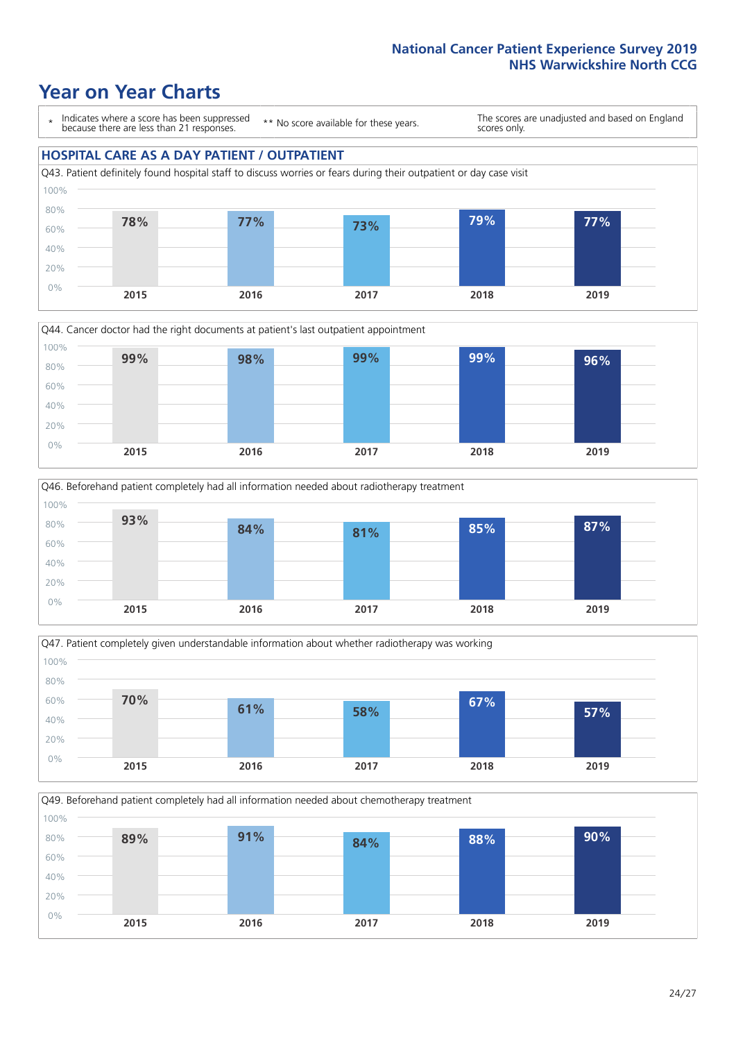# Year on Year Charts

\* Indicates where a score has been suppressed because there are less than 21 responses.

\*\* No score available for these years.

The scores are unadjusted and based on England scores only.

## HOSPITAL CARE AS A DAY PATIENT / OUTPATIENT

Q43. Patient definitely found hospital staff to discuss worries or fears during their outpatient or day case visit

| 2015 | 2016 | 2017 | 2018 | 2019 |
|---|---|---|---|---|
| 78% | 77% | 73% | 79% | 77% |

Q44. Cancer doctor had the right documents at patient's last outpatient appointment

| 2015 | 2016 | 2017 | 2018 | 2019 |
|---|---|---|---|---|
| 99% | 98% | 99% | 99% | 96% |

Q46. Beforehand patient completely had all information needed about radiotherapy treatment

| 2015 | 2016 | 2017 | 2018 | 2019 |
|---|---|---|---|---|
| 93% | 84% | 81% | 85% | 87% |

Q47. Patient completely given understandable information about whether radiotherapy was working

| 2015 | 2016 | 2017 | 2018 | 2019 |
|---|---|---|---|---|
| 70% | 61% | 58% | 67% | 57% |

Q49. Beforehand patient completely had all information needed about chemotherapy treatment

| 2015 | 2016 | 2017 | 2018 | 2019 |
|---|---|---|---|---|
| 89% | 91% | 84% | 88% | 90% |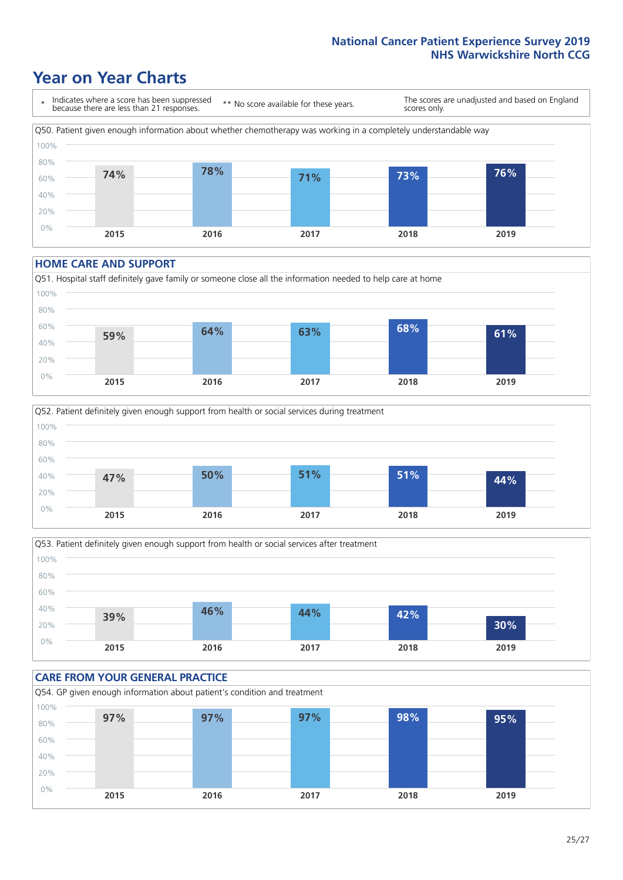# Year on Year Charts

| * Indicates where a score has been suppressed because there are less than 21 responses. | ** No score available for these years. | The scores are unadjusted and based on England scores only. |
|---|---|---|

Q50. Patient given enough information about whether chemotherapy was working in a completely understandable way

| 2015 | 2016 | 2017 | 2018 | 2019 |
|---|---|---|---|---|
| 74% | 78% | 71% | 73% | 76% |

## HOME CARE AND SUPPORT

Q51. Hospital staff definitely gave family or someone close all the information needed to help care at home

| 2015 | 2016 | 2017 | 2018 | 2019 |
|---|---|---|---|---|
| 59% | 64% | 63% | 68% | 61% |

Q52. Patient definitely given enough support from health or social services during treatment

| 2015 | 2016 | 2017 | 2018 | 2019 |
|---|---|---|---|---|
| 47% | 50% | 51% | 51% | 44% |

Q53. Patient definitely given enough support from health or social services after treatment

| 2015 | 2016 | 2017 | 2018 | 2019 |
|---|---|---|---|---|
| 39% | 46% | 44% | 42% | 30% |

## CARE FROM YOUR GENERAL PRACTICE

Q54. GP given enough information about patient's condition and treatment

| 2015 | 2016 | 2017 | 2018 | 2019 |
|---|---|---|---|---|
| 97% | 97% | 97% | 98% | 95% |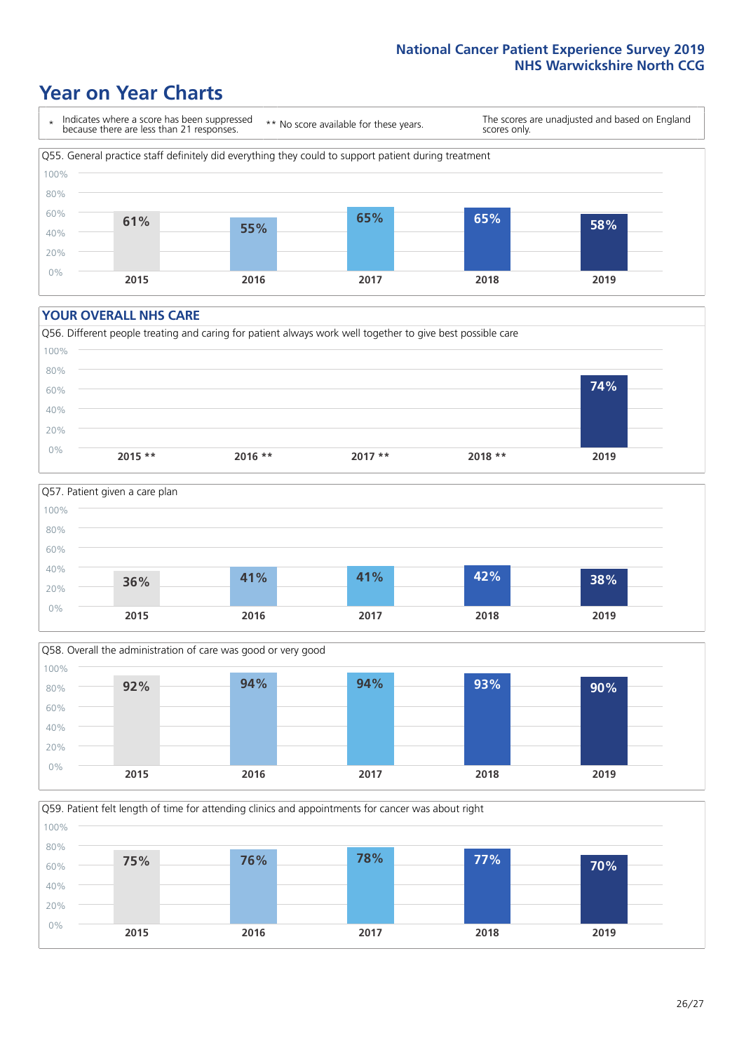# Year on Year Charts

\* Indicates where a score has been suppressed because there are less than 21 responses.

** No score available for these years.

The scores are unadjusted and based on England scores only.

Q55. General practice staff definitely did everything they could to support patient during treatment

| 2015 | 2016 | 2017 | 2018 | 2019 |
|---|---|---|---|---|
| 61% | 55% | 65% | 65% | 58% |

## YOUR OVERALL NHS CARE

Q56. Different people treating and caring for patient always work well together to give best possible care

| 2015 ** | 2016 ** | 2017 ** | 2018 ** | 2019 |
|---|---|---|---|---|
| | | | | 74% |

Q57. Patient given a care plan

| 2015 | 2016 | 2017 | 2018 | 2019 |
|---|---|---|---|---|
| 36% | 41% | 41% | 42% | 38% |

Q58. Overall the administration of care was good or very good

| 2015 | 2016 | 2017 | 2018 | 2019 |
|---|---|---|---|---|
| 92% | 94% | 94% | 93% | 90% |

Q59. Patient felt length of time for attending clinics and appointments for cancer was about right

| 2015 | 2016 | 2017 | 2018 | 2019 |
|---|---|---|---|---|
| 75% | 76% | 78% | 77% | 70% |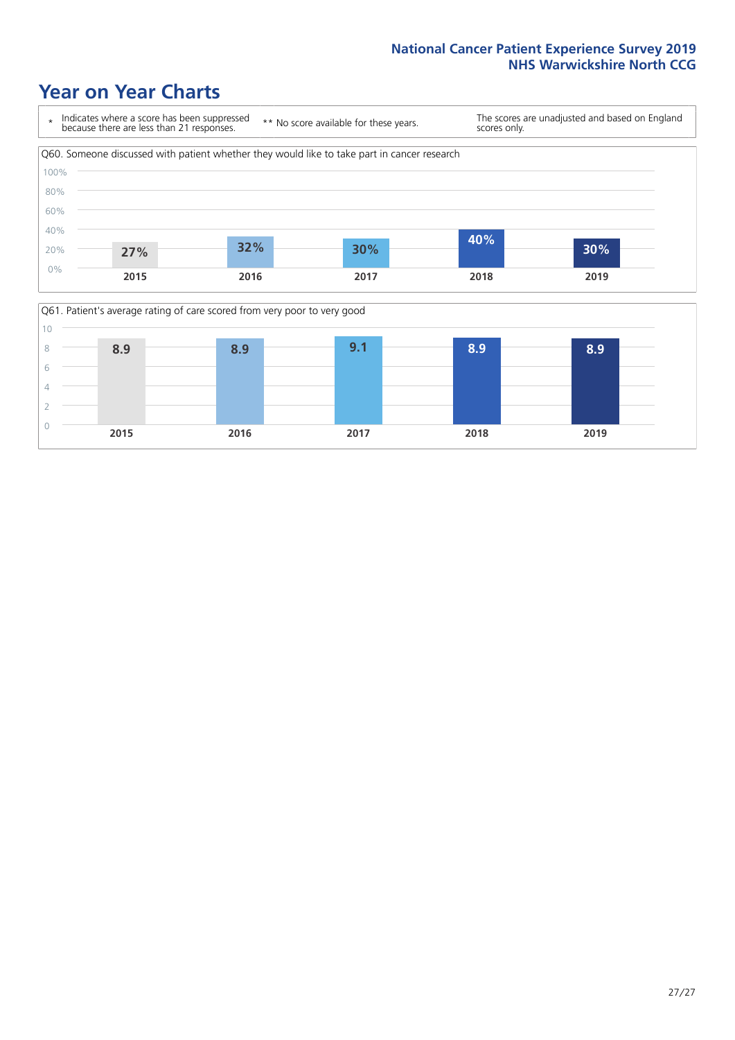# Year on Year Charts

\* Indicates where a score has been suppressed because there are less than 21 responses.

** No score available for these years.

The scores are unadjusted and based on England scores only.

Q60. Someone discussed with patient whether they would like to take part in cancer research

100%
80%
60%
40%
20%
0%

27% 2015
32% 2016
30% 2017
40% 2018
30% 2019

Q61. Patient's average rating of care scored from very poor to very good

10
8
6
4
2
0

8.9 2015
8.9 2016
9.1 2017
8.9 2018
8.9 2019